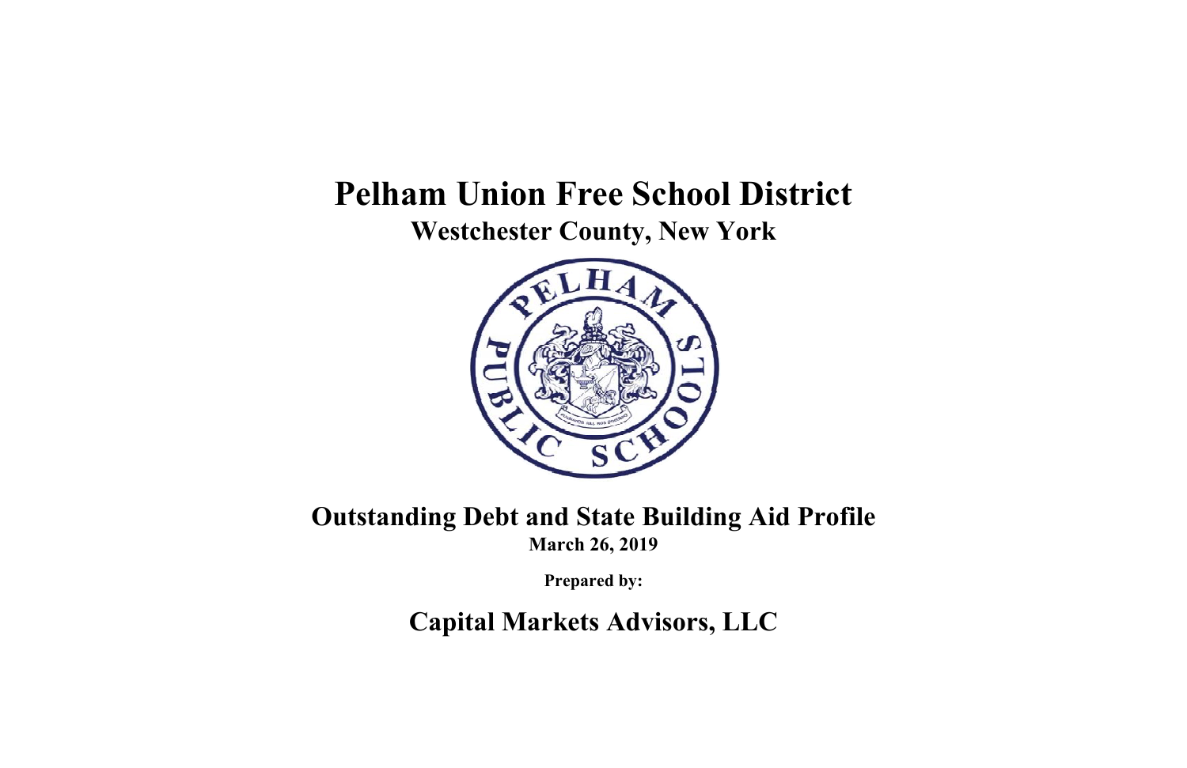# Pelham Union Free School District

## Westchester County, New York

## Outstanding Debt and State Building Aid Profile

**March 26, 2019**

**Prepared by:**

## Capital Markets Advisors, LLC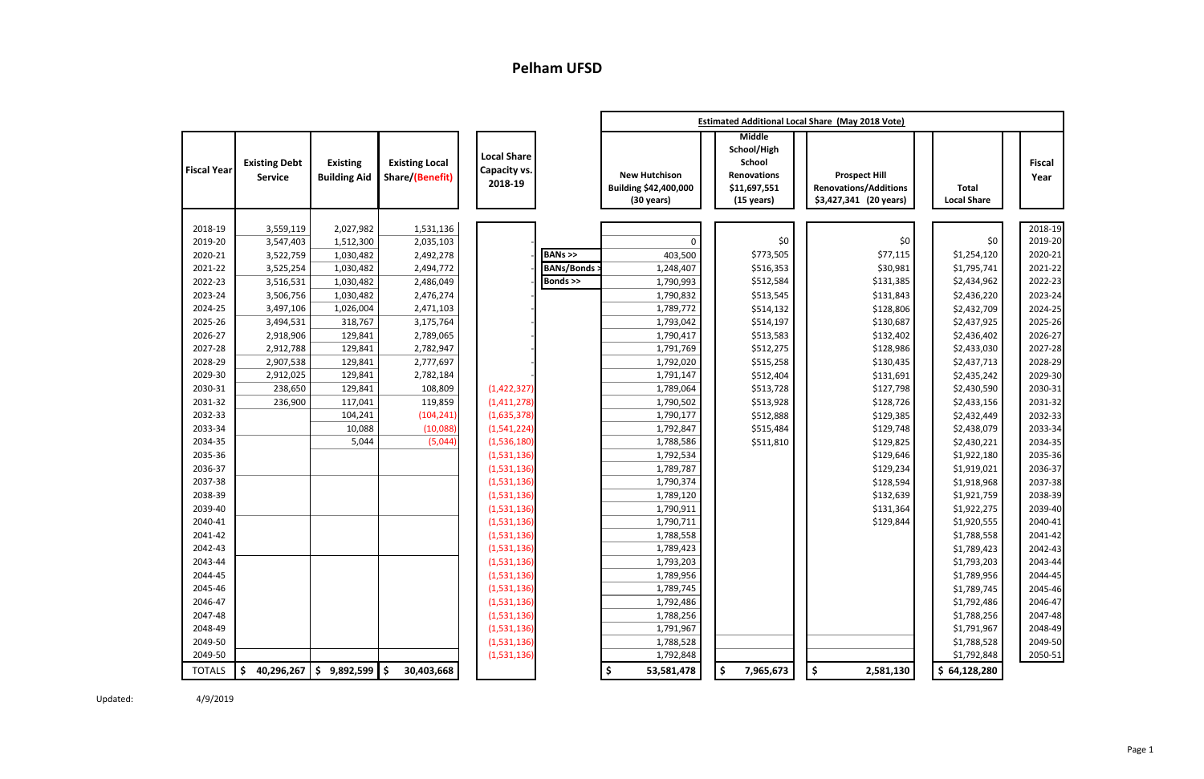# Pelham UFSD

| Fiscal Year | Existing Debt Service | Existing Building Aid | Existing Local Share/(Benefit) | Local Share Capacity vs. 2018-19 | | New Hutchison Building $42,400,000 (30 years) | Middle School/High School Renovations $11,697,551 (15 years) | Prospect Hill Renovations/Additions $3,427,341 (20 years) | Total Local Share | Fiscal Year |
|---|---|---|---|---|---|---|---|---|---|---|
| | | | | | | Estimated Additional Local Share (May 2018 Vote) | | | | |
| 2018-19 | 3,559,119 | 2,027,982 | 1,531,136 | | | | | | | 2018-19 |
| 2019-20 | 3,547,403 | 1,512,300 | 2,035,103 | - | | 0 | $0 | $0 | $0 | 2019-20 |
| 2020-21 | 3,522,759 | 1,030,482 | 2,492,278 | - | BANs >> | 403,500 | $773,505 | $77,115 | $1,254,120 | 2020-21 |
| 2021-22 | 3,525,254 | 1,030,482 | 2,494,772 | - | BANs/Bonds > | 1,248,407 | $516,353 | $30,981 | $1,795,741 | 2021-22 |
| 2022-23 | 3,516,531 | 1,030,482 | 2,486,049 | - | Bonds >> | 1,790,993 | $512,584 | $131,385 | $2,434,962 | 2022-23 |
| 2023-24 | 3,506,756 | 1,030,482 | 2,476,274 | - | | 1,790,832 | $513,545 | $131,843 | $2,436,220 | 2023-24 |
| 2024-25 | 3,497,106 | 1,026,004 | 2,471,103 | - | | 1,789,772 | $514,132 | $128,806 | $2,432,709 | 2024-25 |
| 2025-26 | 3,494,531 | 318,767 | 3,175,764 | - | | 1,793,042 | $514,197 | $130,687 | $2,437,925 | 2025-26 |
| 2026-27 | 2,918,906 | 129,841 | 2,789,065 | - | | 1,790,417 | $513,583 | $132,402 | $2,436,402 | 2026-27 |
| 2027-28 | 2,912,788 | 129,841 | 2,782,947 | - | | 1,791,769 | $512,275 | $128,986 | $2,433,030 | 2027-28 |
| 2028-29 | 2,907,538 | 129,841 | 2,777,697 | - | | 1,792,020 | $515,258 | $130,435 | $2,437,713 | 2028-29 |
| 2029-30 | 2,912,025 | 129,841 | 2,782,184 | - | | 1,791,147 | $512,404 | $131,691 | $2,435,242 | 2029-30 |
| 2030-31 | 238,650 | 129,841 | 108,809 | (1,422,327) | | 1,789,064 | $513,728 | $127,798 | $2,430,590 | 2030-31 |
| 2031-32 | 236,900 | 117,041 | 119,859 | (1,411,278) | | 1,790,502 | $513,928 | $128,726 | $2,433,156 | 2031-32 |
| 2032-33 | | 104,241 | (104,241) | (1,635,378) | | 1,790,177 | $512,888 | $129,385 | $2,432,449 | 2032-33 |
| 2033-34 | | 10,088 | (10,088) | (1,541,224) | | 1,792,847 | $515,484 | $129,748 | $2,438,079 | 2033-34 |
| 2034-35 | | 5,044 | (5,044) | (1,536,180) | | 1,788,586 | $511,810 | $129,825 | $2,430,221 | 2034-35 |
| 2035-36 | | | | (1,531,136) | | 1,792,534 | | $129,646 | $1,922,180 | 2035-36 |
| 2036-37 | | | | (1,531,136) | | 1,789,787 | | $129,234 | $1,919,021 | 2036-37 |
| 2037-38 | | | | (1,531,136) | | 1,790,374 | | $128,594 | $1,918,968 | 2037-38 |
| 2038-39 | | | | (1,531,136) | | 1,789,120 | | $132,639 | $1,921,759 | 2038-39 |
| 2039-40 | | | | (1,531,136) | | 1,790,911 | | $131,364 | $1,922,275 | 2039-40 |
| 2040-41 | | | | (1,531,136) | | 1,790,711 | | $129,844 | $1,920,555 | 2040-41 |
| 2041-42 | | | | (1,531,136) | | 1,788,558 | | | $1,788,558 | 2041-42 |
| 2042-43 | | | | (1,531,136) | | 1,789,423 | | | $1,789,423 | 2042-43 |
| 2043-44 | | | | (1,531,136) | | 1,793,203 | | | $1,793,203 | 2043-44 |
| 2044-45 | | | | (1,531,136) | | 1,789,956 | | | $1,789,956 | 2044-45 |
| 2045-46 | | | | (1,531,136) | | 1,789,745 | | | $1,789,745 | 2045-46 |
| 2046-47 | | | | (1,531,136) | | 1,792,486 | | | $1,792,486 | 2046-47 |
| 2047-48 | | | | (1,531,136) | | 1,788,256 | | | $1,788,256 | 2047-48 |
| 2048-49 | | | | (1,531,136) | | 1,791,967 | | | $1,791,967 | 2048-49 |
| 2049-50 | | | | (1,531,136) | | 1,788,528 | | | $1,788,528 | 2049-50 |
| 2049-50 | | | | (1,531,136) | | 1,792,848 | | | $1,792,848 | 2050-51 |
| TOTALS | $ 40,296,267 | $ 9,892,599 | $ 30,403,668 | | | $ 53,581,478 | $ 7,965,673 | $ 2,581,130 | $ 64,128,280 | |

Updated: 4/9/2019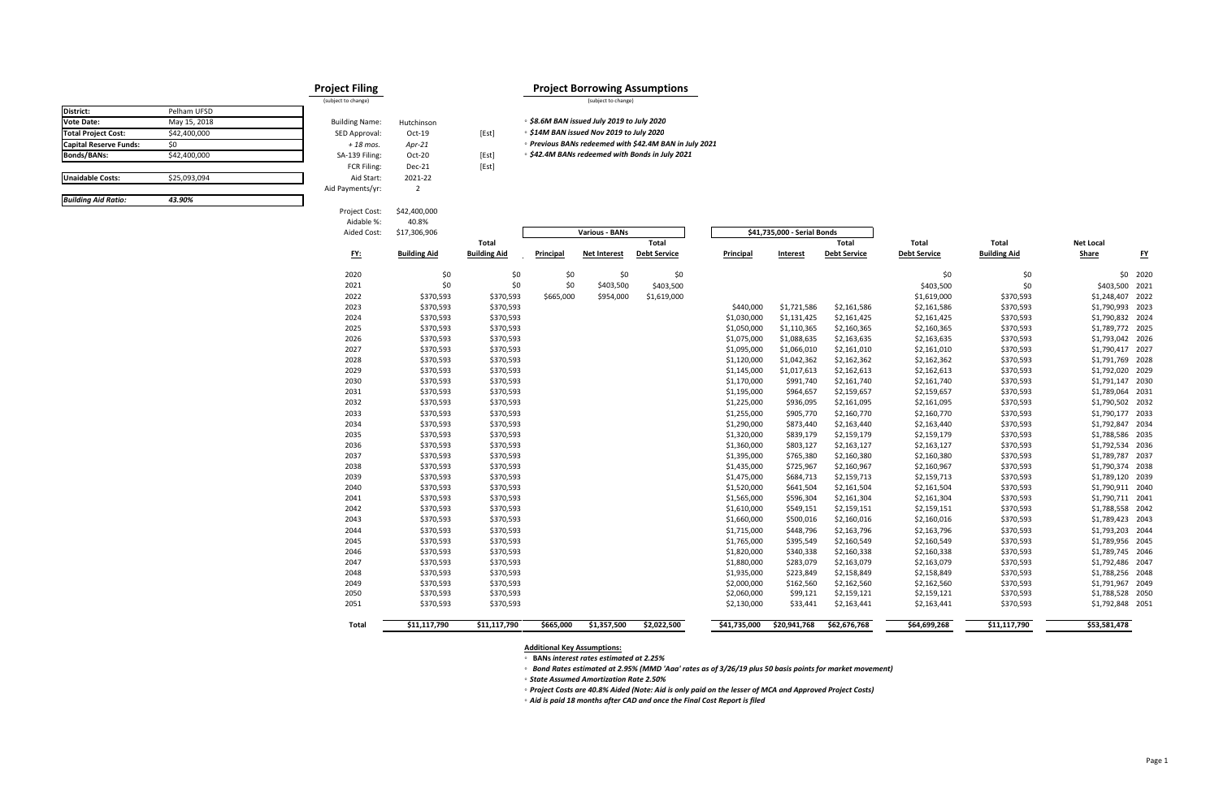| District: | Pelham UFSD |
|---|---|
| Vote Date: | May 15, 2018 |
| Total Project Cost: | $42,400,000 |
| Capital Reserve Funds: | $0 |
| Bonds/BANs: | $42,400,000 |
| Unaidable Costs: | $25,093,094 |
| *Building Aid Ratio:* | *43.90%* |

## Project Filing

(subject to change)

| | | |
|---|---|---|
| Building Name: | Hutchinson | |
| SED Approval: | Oct-19 | [Est] |
| *+ 18 mos.* | *Apr-21* | |
| SA-139 Filing: | Oct-20 | [Est] |
| FCR Filing: | Dec-21 | [Est] |
| Aid Start: | 2021-22 | |
| Aid Payments/yr: | 2 | |
| Project Cost: | $42,400,000 | |
| Aidable %: | 40.8% | |
| Aided Cost: | $17,306,906 | |

## Project Borrowing Assumptions

(subject to change)

- *$8.6M BAN issued July 2019 to July 2020*
- *$14M BAN issued Nov 2019 to July 2020*
- *Previous BANs redeemed with $42.4M BAN in July 2021*
- *$42.4M BANs redeemed with Bonds in July 2021*

| | | | Various - BANs | | | $41,735,000 - Serial Bonds | | | | | | |
|---|---|---|---|---|---|---|---|---|---|---|---|---|
| FY: | Building Aid | Total Building Aid | Principal | Net Interest | Total Debt Service | Principal | Interest | Total Debt Service | Total Debt Service | Total Building Aid | Net Local Share | FY |
| 2020 | $0 | $0 | $0 | $0 | $0 | | | | $0 | $0 | $0 | 2020 |
| 2021 | $0 | $0 | $0 | $403,500 | $403,500 | | | | $403,500 | $0 | $403,500 | 2021 |
| 2022 | $370,593 | $370,593 | $665,000 | $954,000 | $1,619,000 | | | | $1,619,000 | $370,593 | $1,248,407 | 2022 |
| 2023 | $370,593 | $370,593 | | | | $440,000 | $1,721,586 | $2,161,586 | $2,161,586 | $370,593 | $1,790,993 | 2023 |
| 2024 | $370,593 | $370,593 | | | | $1,030,000 | $1,131,425 | $2,161,425 | $2,161,425 | $370,593 | $1,790,832 | 2024 |
| 2025 | $370,593 | $370,593 | | | | $1,050,000 | $1,110,365 | $2,160,365 | $2,160,365 | $370,593 | $1,789,772 | 2025 |
| 2026 | $370,593 | $370,593 | | | | $1,075,000 | $1,088,635 | $2,163,635 | $2,163,635 | $370,593 | $1,793,042 | 2026 |
| 2027 | $370,593 | $370,593 | | | | $1,095,000 | $1,066,010 | $2,161,010 | $2,161,010 | $370,593 | $1,790,417 | 2027 |
| 2028 | $370,593 | $370,593 | | | | $1,120,000 | $1,042,362 | $2,162,362 | $2,162,362 | $370,593 | $1,791,769 | 2028 |
| 2029 | $370,593 | $370,593 | | | | $1,145,000 | $1,017,613 | $2,162,613 | $2,162,613 | $370,593 | $1,792,020 | 2029 |
| 2030 | $370,593 | $370,593 | | | | $1,170,000 | $991,740 | $2,161,740 | $2,161,740 | $370,593 | $1,791,147 | 2030 |
| 2031 | $370,593 | $370,593 | | | | $1,195,000 | $964,657 | $2,159,657 | $2,159,657 | $370,593 | $1,789,064 | 2031 |
| 2032 | $370,593 | $370,593 | | | | $1,225,000 | $936,095 | $2,161,095 | $2,161,095 | $370,593 | $1,790,502 | 2032 |
| 2033 | $370,593 | $370,593 | | | | $1,255,000 | $905,770 | $2,160,770 | $2,160,770 | $370,593 | $1,790,177 | 2033 |
| 2034 | $370,593 | $370,593 | | | | $1,290,000 | $873,440 | $2,163,440 | $2,163,440 | $370,593 | $1,792,847 | 2034 |
| 2035 | $370,593 | $370,593 | | | | $1,320,000 | $839,179 | $2,159,179 | $2,159,179 | $370,593 | $1,788,586 | 2035 |
| 2036 | $370,593 | $370,593 | | | | $1,360,000 | $803,127 | $2,163,127 | $2,163,127 | $370,593 | $1,792,534 | 2036 |
| 2037 | $370,593 | $370,593 | | | | $1,395,000 | $765,380 | $2,160,380 | $2,160,380 | $370,593 | $1,789,787 | 2037 |
| 2038 | $370,593 | $370,593 | | | | $1,435,000 | $725,967 | $2,160,967 | $2,160,967 | $370,593 | $1,790,374 | 2038 |
| 2039 | $370,593 | $370,593 | | | | $1,475,000 | $684,713 | $2,159,713 | $2,159,713 | $370,593 | $1,789,120 | 2039 |
| 2040 | $370,593 | $370,593 | | | | $1,520,000 | $641,504 | $2,161,504 | $2,161,504 | $370,593 | $1,790,911 | 2040 |
| 2041 | $370,593 | $370,593 | | | | $1,565,000 | $596,304 | $2,161,304 | $2,161,304 | $370,593 | $1,790,711 | 2041 |
| 2042 | $370,593 | $370,593 | | | | $1,610,000 | $549,151 | $2,159,151 | $2,159,151 | $370,593 | $1,788,558 | 2042 |
| 2043 | $370,593 | $370,593 | | | | $1,660,000 | $500,016 | $2,160,016 | $2,160,016 | $370,593 | $1,789,423 | 2043 |
| 2044 | $370,593 | $370,593 | | | | $1,715,000 | $448,796 | $2,163,796 | $2,163,796 | $370,593 | $1,793,203 | 2044 |
| 2045 | $370,593 | $370,593 | | | | $1,765,000 | $395,549 | $2,160,549 | $2,160,549 | $370,593 | $1,789,956 | 2045 |
| 2046 | $370,593 | $370,593 | | | | $1,820,000 | $340,338 | $2,160,338 | $2,160,338 | $370,593 | $1,789,745 | 2046 |
| 2047 | $370,593 | $370,593 | | | | $1,880,000 | $283,079 | $2,163,079 | $2,163,079 | $370,593 | $1,792,486 | 2047 |
| 2048 | $370,593 | $370,593 | | | | $1,935,000 | $223,849 | $2,158,849 | $2,158,849 | $370,593 | $1,788,256 | 2048 |
| 2049 | $370,593 | $370,593 | | | | $2,000,000 | $162,560 | $2,162,560 | $2,162,560 | $370,593 | $1,791,967 | 2049 |
| 2050 | $370,593 | $370,593 | | | | $2,060,000 | $99,121 | $2,159,121 | $2,159,121 | $370,593 | $1,788,528 | 2050 |
| 2051 | $370,593 | $370,593 | | | | $2,130,000 | $33,441 | $2,163,441 | $2,163,441 | $370,593 | $1,792,848 | 2051 |
| Total | $11,117,790 | $11,117,790 | $665,000 | $1,357,500 | $2,022,500 | $41,735,000 | $20,941,768 | $62,676,768 | $64,699,268 | $11,117,790 | $53,581,478 | |

**Additional Key Assumptions:**

- **BANs** *interest rates estimated at 2.25%*
- *Bond Rates estimated at 2.95% (MMD 'Aaa' rates as of 3/26/19 plus 50 basis points for market movement)*
- *State Assumed Amortization Rate 2.50%*
- *Project Costs are 40.8% Aided (Note: Aid is only paid on the lesser of MCA and Approved Project Costs)*
- *Aid is paid 18 months after CAD and once the Final Cost Report is filed*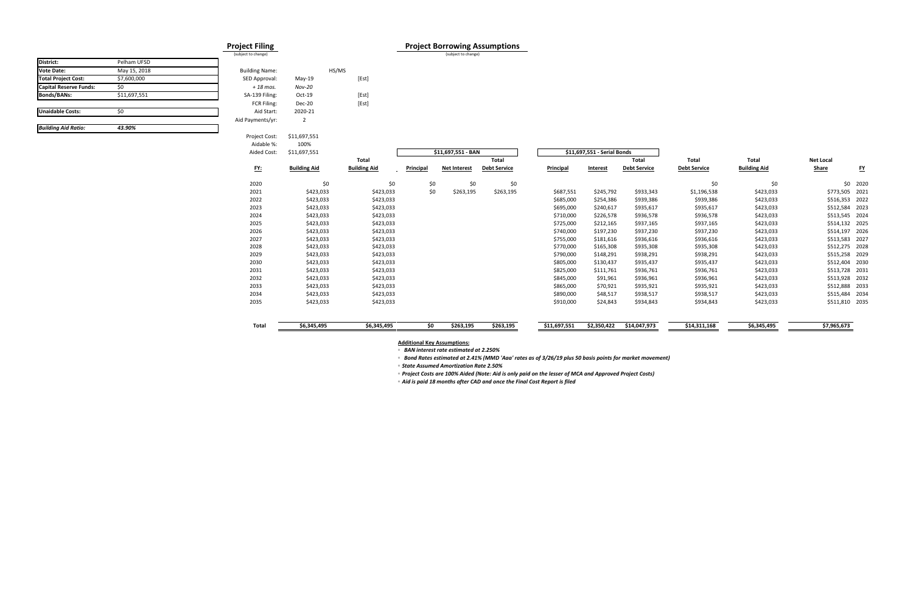| District: | Pelham UFSD |
|---|---|
| Vote Date: | May 15, 2018 |
| Total Project Cost: | $7,600,000 |
| Capital Reserve Funds: | $0 |
| Bonds/BANs: | $11,697,551 |
| Unaidable Costs: | $0 |
| *Building Aid Ratio:* | *43.90%* |

## Project Filing

(subject to change)

| | | |
|---|---|---|
| Building Name: | HS/MS | |
| SED Approval: | May-19 | [Est] |
| *+ 18 mos.* | *Nov-20* | |
| SA-139 Filing: | Oct-19 | [Est] |
| FCR Filing: | Dec-20 | [Est] |
| Aid Start: | 2020-21 | |
| Aid Payments/yr: | 2 | |
| Project Cost: | $11,697,551 | |
| Aidable %: | 100% | |
| Aided Cost: | $11,697,551 | |

## Project Borrowing Assumptions

(subject to change)

| | | | $11,697,551 - BAN | | | $11,697,551 - Serial Bonds | | | | | | |
|---|---|---|---|---|---|---|---|---|---|---|---|---|
| FY: | Building Aid | Total Building Aid | Principal | Net Interest | Total Debt Service | Principal | Interest | Total Debt Service | Total Debt Service | Total Building Aid | Net Local Share | FY |
| 2020 | $0 | $0 | $0 | $0 | $0 | | | | $0 | $0 | $0 | 2020 |
| 2021 | $423,033 | $423,033 | $0 | $263,195 | $263,195 | $687,551 | $245,792 | $933,343 | $1,196,538 | $423,033 | $773,505 | 2021 |
| 2022 | $423,033 | $423,033 | | | | $685,000 | $254,386 | $939,386 | $939,386 | $423,033 | $516,353 | 2022 |
| 2023 | $423,033 | $423,033 | | | | $695,000 | $240,617 | $935,617 | $935,617 | $423,033 | $512,584 | 2023 |
| 2024 | $423,033 | $423,033 | | | | $710,000 | $226,578 | $936,578 | $936,578 | $423,033 | $513,545 | 2024 |
| 2025 | $423,033 | $423,033 | | | | $725,000 | $212,165 | $937,165 | $937,165 | $423,033 | $514,132 | 2025 |
| 2026 | $423,033 | $423,033 | | | | $740,000 | $197,230 | $937,230 | $937,230 | $423,033 | $514,197 | 2026 |
| 2027 | $423,033 | $423,033 | | | | $755,000 | $181,616 | $936,616 | $936,616 | $423,033 | $513,583 | 2027 |
| 2028 | $423,033 | $423,033 | | | | $770,000 | $165,308 | $935,308 | $935,308 | $423,033 | $512,275 | 2028 |
| 2029 | $423,033 | $423,033 | | | | $790,000 | $148,291 | $938,291 | $938,291 | $423,033 | $515,258 | 2029 |
| 2030 | $423,033 | $423,033 | | | | $805,000 | $130,437 | $935,437 | $935,437 | $423,033 | $512,404 | 2030 |
| 2031 | $423,033 | $423,033 | | | | $825,000 | $111,761 | $936,761 | $936,761 | $423,033 | $513,728 | 2031 |
| 2032 | $423,033 | $423,033 | | | | $845,000 | $91,961 | $936,961 | $936,961 | $423,033 | $513,928 | 2032 |
| 2033 | $423,033 | $423,033 | | | | $865,000 | $70,921 | $935,921 | $935,921 | $423,033 | $512,888 | 2033 |
| 2034 | $423,033 | $423,033 | | | | $890,000 | $48,517 | $938,517 | $938,517 | $423,033 | $515,484 | 2034 |
| 2035 | $423,033 | $423,033 | | | | $910,000 | $24,843 | $934,843 | $934,843 | $423,033 | $511,810 | 2035 |
| **Total** | **$6,345,495** | **$6,345,495** | **$0** | **$263,195** | **$263,195** | **$11,697,551** | **$2,350,422** | **$14,047,973** | **$14,311,168** | **$6,345,495** | **$7,965,673** | |

**Additional Key Assumptions:**

◦ *BAN interest rate estimated at 2.250%*

◦ *Bond Rates estimated at 2.41% (MMD 'Aaa' rates as of 3/26/19 plus 50 basis points for market movement)*

◦ *State Assumed Amortization Rate 2.50%*

◦ *Project Costs are 100% Aided (Note: Aid is only paid on the lesser of MCA and Approved Project Costs)*

◦ *Aid is paid 18 months after CAD and once the Final Cost Report is filed*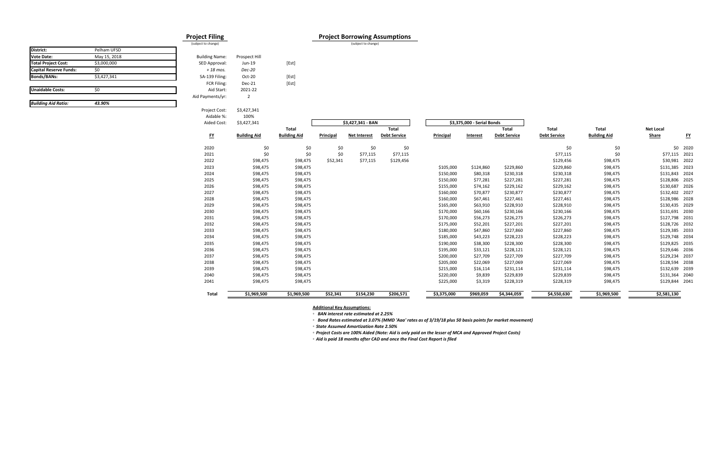| District: | Pelham UFSD |
|---|---|
| Vote Date: | May 15, 2018 |
| Total Project Cost: | $3,000,000 |
| Capital Reserve Funds: | $0 |
| Bonds/BANs: | $3,427,341 |
| Unaidable Costs: | $0 |
| *Building Aid Ratio:* | *43.90%* |

## Project Filing

(subject to change)

| | | |
|---|---|---|
| Building Name: | Prospect Hill | |
| SED Approval: | Jun-19 | [Est] |
| *+ 18 mos.* | *Dec-20* | |
| SA-139 Filing: | Oct-20 | [Est] |
| FCR Filing: | Dec-21 | [Est] |
| Aid Start: | 2021-22 | |
| Aid Payments/yr: | 2 | |
| Project Cost: | $3,427,341 | |
| Aidable %: | 100% | |
| Aided Cost: | $3,427,341 | |

## Project Borrowing Assumptions

(subject to change)

| | | | $3,427,341 - BAN | | | $3,375,000 - Serial Bonds | | | | | | |
|---|---|---|---|---|---|---|---|---|---|---|---|---|
| FY | Building Aid | Total Building Aid | Principal | Net Interest | Total Debt Service | Principal | Interest | Total Debt Service | Total Debt Service | Total Building Aid | Net Local Share | FY |
| 2020 | $0 | $0 | $0 | $0 | $0 | | | | $0 | $0 | $0 | 2020 |
| 2021 | $0 | $0 | $0 | $77,115 | $77,115 | | | | $77,115 | $0 | $77,115 | 2021 |
| 2022 | $98,475 | $98,475 | $52,341 | $77,115 | $129,456 | | | | $129,456 | $98,475 | $30,981 | 2022 |
| 2023 | $98,475 | $98,475 | | | | $105,000 | $124,860 | $229,860 | $229,860 | $98,475 | $131,385 | 2023 |
| 2024 | $98,475 | $98,475 | | | | $150,000 | $80,318 | $230,318 | $230,318 | $98,475 | $131,843 | 2024 |
| 2025 | $98,475 | $98,475 | | | | $150,000 | $77,281 | $227,281 | $227,281 | $98,475 | $128,806 | 2025 |
| 2026 | $98,475 | $98,475 | | | | $155,000 | $74,162 | $229,162 | $229,162 | $98,475 | $130,687 | 2026 |
| 2027 | $98,475 | $98,475 | | | | $160,000 | $70,877 | $230,877 | $230,877 | $98,475 | $132,402 | 2027 |
| 2028 | $98,475 | $98,475 | | | | $160,000 | $67,461 | $227,461 | $227,461 | $98,475 | $128,986 | 2028 |
| 2029 | $98,475 | $98,475 | | | | $165,000 | $63,910 | $228,910 | $228,910 | $98,475 | $130,435 | 2029 |
| 2030 | $98,475 | $98,475 | | | | $170,000 | $60,166 | $230,166 | $230,166 | $98,475 | $131,691 | 2030 |
| 2031 | $98,475 | $98,475 | | | | $170,000 | $56,273 | $226,273 | $226,273 | $98,475 | $127,798 | 2031 |
| 2032 | $98,475 | $98,475 | | | | $175,000 | $52,201 | $227,201 | $227,201 | $98,475 | $128,726 | 2032 |
| 2033 | $98,475 | $98,475 | | | | $180,000 | $47,860 | $227,860 | $227,860 | $98,475 | $129,385 | 2033 |
| 2034 | $98,475 | $98,475 | | | | $185,000 | $43,223 | $228,223 | $228,223 | $98,475 | $129,748 | 2034 |
| 2035 | $98,475 | $98,475 | | | | $190,000 | $38,300 | $228,300 | $228,300 | $98,475 | $129,825 | 2035 |
| 2036 | $98,475 | $98,475 | | | | $195,000 | $33,121 | $228,121 | $228,121 | $98,475 | $129,646 | 2036 |
| 2037 | $98,475 | $98,475 | | | | $200,000 | $27,709 | $227,709 | $227,709 | $98,475 | $129,234 | 2037 |
| 2038 | $98,475 | $98,475 | | | | $205,000 | $22,069 | $227,069 | $227,069 | $98,475 | $128,594 | 2038 |
| 2039 | $98,475 | $98,475 | | | | $215,000 | $16,114 | $231,114 | $231,114 | $98,475 | $132,639 | 2039 |
| 2040 | $98,475 | $98,475 | | | | $220,000 | $9,839 | $229,839 | $229,839 | $98,475 | $131,364 | 2040 |
| 2041 | $98,475 | $98,475 | | | | $225,000 | $3,319 | $228,319 | $228,319 | $98,475 | $129,844 | 2041 |
| **Total** | $1,969,500 | $1,969,500 | $52,341 | $154,230 | $206,571 | $3,375,000 | $969,059 | $4,344,059 | $4,550,630 | $1,969,500 | $2,581,130 | |

**Additional Key Assumptions:**

- *BAN interest rate estimated at 2.25%*
- *Bond Rates estimated at 3.07% (MMD 'Aaa' rates as of 3/19/18 plus 50 basis points for market movement)*
- *State Assumed Amortization Rate 2.50%*
- *Project Costs are 100% Aided (Note: Aid is only paid on the lesser of MCA and Approved Project Costs)*
- *Aid is paid 18 months after CAD and once the Final Cost Report is filed*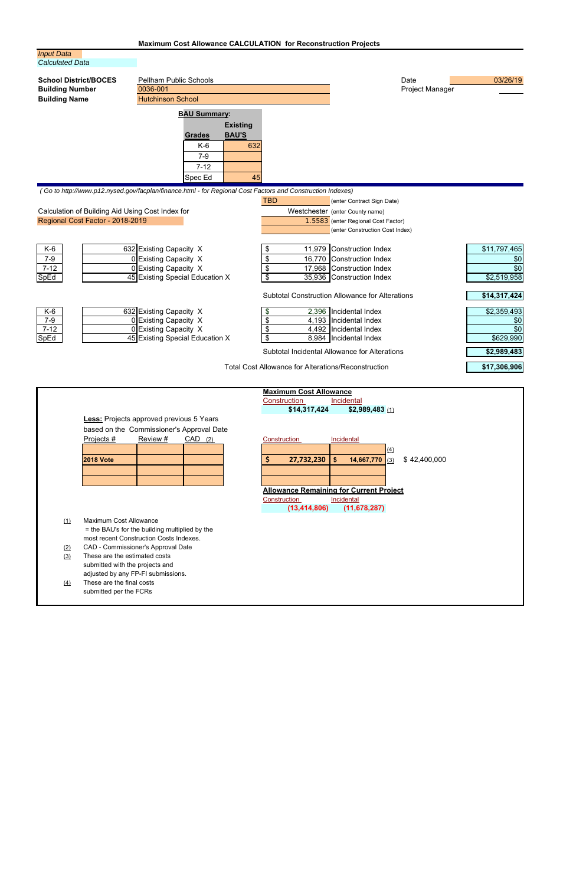### Maximum Cost Allowance CALCULATION for Reconstruction Projects

*Input Data*
*Calculated Data*

| | | | |
|---|---|---|---|
| **School District/BOCES** | Pellham Public Schools | Date | 03/26/19 |
| **Building Number** | 0036-001 | Project Manager | |
| **Building Name** | Hutchinson School | | |

**BAU Summary:**

| Grades | Existing BAU'S |
|---|---|
| K-6 | 632 |
| 7-9 | |
| 7-12 | |
| Spec Ed | 45 |

*( Go to http://www.p12.nysed.gov/facplan/finance.html - for Regional Cost Factors and Construction Indexes)*

Calculation of Building Aid Using Cost Index for
Regional Cost Factor - 2018-2019

| | |
|---|---|
| TBD | (enter Contract Sign Date) |
| Westchester | (enter County name) |
| 1.5583 | (enter Regional Cost Factor) |
| | (enter Construction Cost Index) |

| Grade | Capacity | | Index | | Amount |
|---|---|---|---|---|---|
| K-6 | 632 | Existing Capacity X | $ 11,979 | Construction Index | $11,797,465 |
| 7-9 | 0 | Existing Capacity X | $ 16,770 | Construction Index | $0 |
| 7-12 | 0 | Existing Capacity X | $ 17,968 | Construction Index | $0 |
| SpEd | 45 | Existing Special Education X | $ 35,936 | Construction Index | $2,519,958 |
| | | | | Subtotal Construction Allowance for Alterations | **$14,317,424** |
| K-6 | 632 | Existing Capacity X | $ 2,396 | Incidental Index | $2,359,493 |
| 7-9 | 0 | Existing Capacity X | $ 4,193 | Incidental Index | $0 |
| 7-12 | 0 | Existing Capacity X | $ 4,492 | Incidental Index | $0 |
| SpEd | 45 | Existing Special Education X | $ 8,984 | Incidental Index | $629,990 |
| | | | | Subtotal Incidental Allowance for Alterations | **$2,989,483** |
| | | | | Total Cost Allowance for Alterations/Reconstruction | **$17,306,906** |

**Maximum Cost Allowance**

| Construction | Incidental |
|---|---|
| **$14,317,424** | **$2,989,483** (1) |

**Less:** Projects approved previous 5 Years based on the Commissioner's Approval Date

| Projects # | Review # | CAD (2) | Construction | Incidental | | |
|---|---|---|---|---|---|---|
| | | | | | (4) | |
| **2018 Vote** | | | **$ 27,732,230** | **$ 14,667,770** | (3) | $ 42,400,000 |
| | | | | | | |
| | | | | | | |

**Allowance Remaining for Current Project**

| Construction | Incidental |
|---|---|
| **(13,414,806)** | **(11,678,287)** |

(1) Maximum Cost Allowance = the BAU's for the building multiplied by the most recent Construction Costs Indexes.
(2) CAD - Commissioner's Approval Date
(3) These are the estimated costs submitted with the projects and adjusted by any FP-FI submissions.
(4) These are the final costs submitted per the FCRs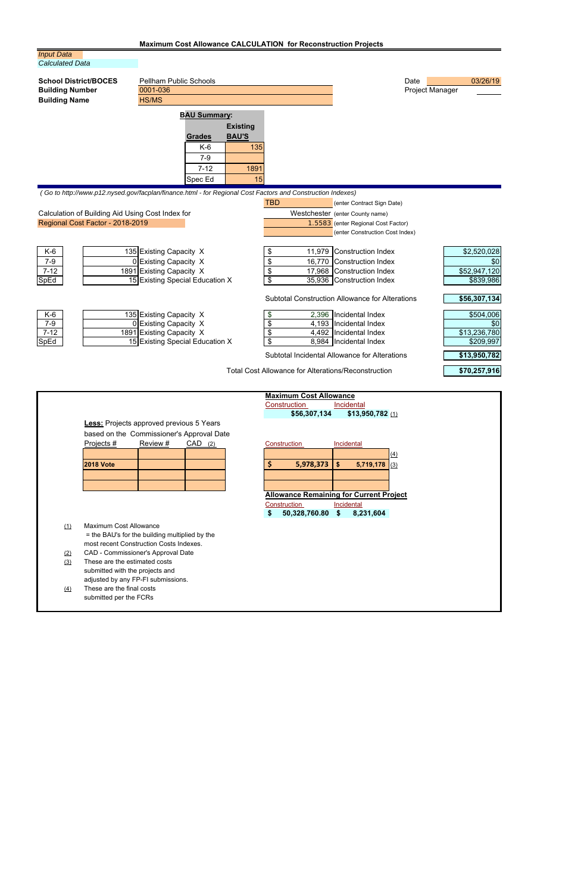**Maximum Cost Allowance CALCULATION for Reconstruction Projects**

*Input Data*
*Calculated Data*

| | | | |
|---|---|---|---|
| **School District/BOCES** | Pellham Public Schools | Date | 03/26/19 |
| **Building Number** | 0001-036 | Project Manager | |
| **Building Name** | HS/MS | | |

**BAU Summary:**

| Grades | Existing BAU'S |
|---|---|
| K-6 | 135 |
| 7-9 | |
| 7-12 | 1891 |
| Spec Ed | 15 |

*( Go to http://www.p12.nysed.gov/facplan/finance.html - for Regional Cost Factors and Construction Indexes)*

| | | |
|---|---|---|
| | TBD | (enter Contract Sign Date) |
| Calculation of Building Aid Using Cost Index for | Westchester | (enter County name) |
| Regional Cost Factor - 2018-2019 | 1.5583 | (enter Regional Cost Factor) |
| | | (enter Construction Cost Index) |

| Grades | Capacity | | Index | | Amount |
|---|---|---|---|---|---|
| K-6 | 135 | Existing Capacity X | $ 11,979 | Construction Index | $2,520,028 |
| 7-9 | 0 | Existing Capacity X | $ 16,770 | Construction Index | $0 |
| 7-12 | 1891 | Existing Capacity X | $ 17,968 | Construction Index | $52,947,120 |
| SpEd | 15 | Existing Special Education X | $ 35,936 | Construction Index | $839,986 |
| | | | | Subtotal Construction Allowance for Alterations | **$56,307,134** |

| Grades | Capacity | | Index | | Amount |
|---|---|---|---|---|---|
| K-6 | 135 | Existing Capacity X | $ 2,396 | Incidental Index | $504,006 |
| 7-9 | 0 | Existing Capacity X | $ 4,193 | Incidental Index | $0 |
| 7-12 | 1891 | Existing Capacity X | $ 4,492 | Incidental Index | $13,236,780 |
| SpEd | 15 | Existing Special Education X | $ 8,984 | Incidental Index | $209,997 |
| | | | | Subtotal Incidental Allowance for Alterations | **$13,950,782** |

Total Cost Allowance for Alterations/Reconstruction **$70,257,916**

**Maximum Cost Allowance**

| Construction | Incidental | |
|---|---|---|
| **$56,307,134** | **$13,950,782** | (1) |

**Less:** Projects approved previous 5 Years based on the Commissioner's Approval Date

| Projects # | Review # | CAD (2) | Construction | Incidental | |
|---|---|---|---|---|---|
| | | | | | (4) |
| **2018 Vote** | | | **$ 5,978,373** | **$ 5,719,178** | (3) |
| | | | | | |
| | | | | | |

**Allowance Remaining for Current Project**

| Construction | Incidental |
|---|---|
| **$ 50,328,760.80** | **$ 8,231,604** |

(1) Maximum Cost Allowance = the BAU's for the building multiplied by the most recent Construction Costs Indexes.

(2) CAD - Commissioner's Approval Date

(3) These are the estimated costs submitted with the projects and adjusted by any FP-FI submissions.

(4) These are the final costs submitted per the FCRs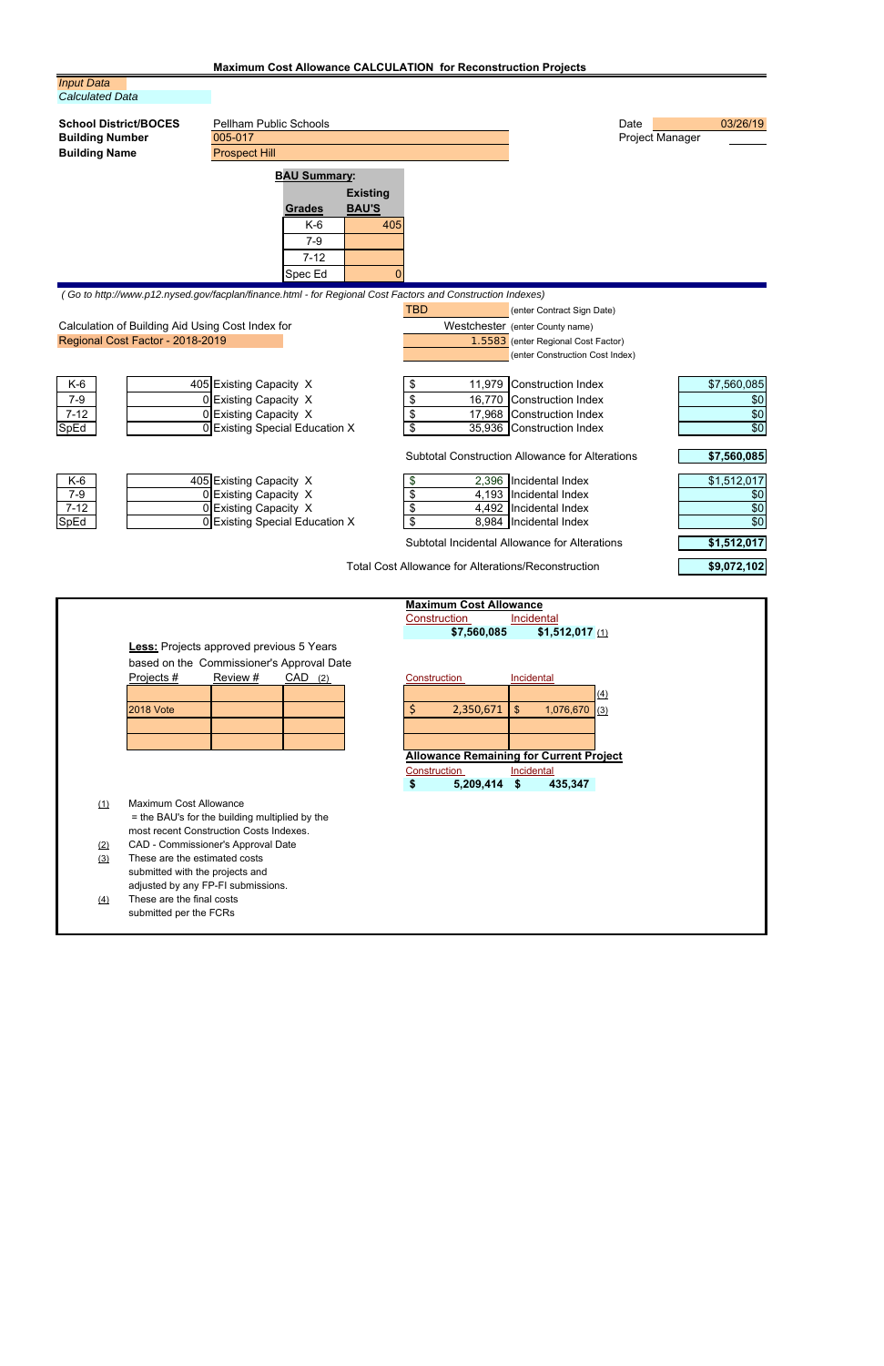## Maximum Cost Allowance CALCULATION for Reconstruction Projects

*Input Data*
*Calculated Data*

| | | | |
|---|---|---|---|
| **School District/BOCES** | Pellham Public Schools | Date | 03/26/19 |
| **Building Number** | 005-017 | Project Manager | |
| **Building Name** | Prospect Hill | | |

**BAU Summary:**

| Grades | Existing BAU'S |
|---|---|
| K-6 | 405 |
| 7-9 | |
| 7-12 | |
| Spec Ed | 0 |

*( Go to http://www.p12.nysed.gov/facplan/finance.html - for Regional Cost Factors and Construction Indexes)*

| | | |
|---|---|---|
| | TBD | (enter Contract Sign Date) |
| Calculation of Building Aid Using Cost Index for | Westchester | (enter County name) |
| Regional Cost Factor - 2018-2019 | 1.5583 | (enter Regional Cost Factor) |
| | | (enter Construction Cost Index) |

| | | | | | |
|---|---|---|---|---|---|
| K-6 | 405 | Existing Capacity X | $ 11,979 | Construction Index | $7,560,085 |
| 7-9 | 0 | Existing Capacity X | $ 16,770 | Construction Index | $0 |
| 7-12 | 0 | Existing Capacity X | $ 17,968 | Construction Index | $0 |
| SpEd | 0 | Existing Special Education X | $ 35,936 | Construction Index | $0 |
| | | | | Subtotal Construction Allowance for Alterations | **$7,560,085** |
| K-6 | 405 | Existing Capacity X | $ 2,396 | Incidental Index | $1,512,017 |
| 7-9 | 0 | Existing Capacity X | $ 4,193 | Incidental Index | $0 |
| 7-12 | 0 | Existing Capacity X | $ 4,492 | Incidental Index | $0 |
| SpEd | 0 | Existing Special Education X | $ 8,984 | Incidental Index | $0 |
| | | | | Subtotal Incidental Allowance for Alterations | **$1,512,017** |
| | | | | Total Cost Allowance for Alterations/Reconstruction | **$9,072,102** |

**Maximum Cost Allowance**

| Construction | Incidental | |
|---|---|---|
| **$7,560,085** | **$1,512,017** | (1) |

**Less:** Projects approved previous 5 Years based on the Commissioner's Approval Date

| Projects # | Review # | CAD (2) | Construction | Incidental | |
|---|---|---|---|---|---|
| | | | | | (4) |
| 2018 Vote | | | $ 2,350,671 | $ 1,076,670 | (3) |
| | | | | | |
| | | | | | |

**Allowance Remaining for Current Project**

| Construction | Incidental |
|---|---|
| **$ 5,209,414** | **$ 435,347** |

(1) Maximum Cost Allowance
= the BAU's for the building multiplied by the most recent Construction Costs Indexes.

(2) CAD - Commissioner's Approval Date

(3) These are the estimated costs submitted with the projects and adjusted by any FP-FI submissions.

(4) These are the final costs submitted per the FCRs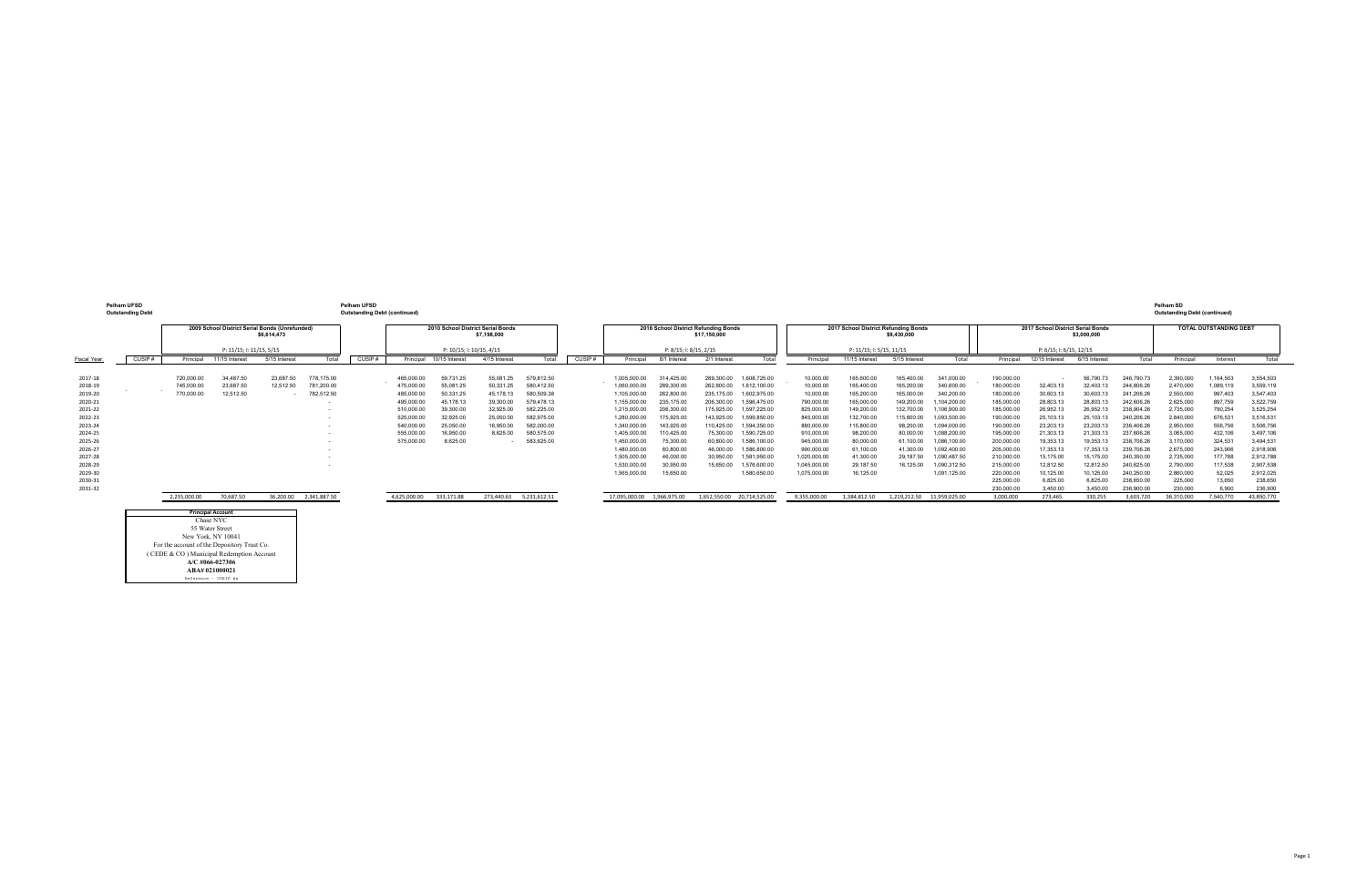**Pelham UFSD**
**Outstanding Debt**

| Fiscal Year | CUSIP # | 2009 School District Serial Bonds (Unrefunded) $6,614,473 | | | | CUSIP # | 2010 School District Serial Bonds $7,198,000 | | | | CUSIP # | 2016 School District Refunding Bonds $17,150,000 | | | | 2017 School District Refunding Bonds $9,430,000 | | | | 2017 School District Serial Bonds $3,000,000 | | | | TOTAL OUTSTANDING DEBT | | |
|---|---|---|---|---|---|---|---|---|---|---|---|---|---|---|---|---|---|---|---|---|---|---|---|---|---|---|
| | | P: 11/15; I: 11/15, 5/15 | | | | | P: 10/15; I: 10/15, 4/15 | | | | | P: 8/15; I: 8/15, 2/15 | | | | P: 11/15; I: 5/15, 11/15 | | | | P: 6/15; I: 6/15, 12/15 | | | | | | |
| | | Principal | 11/15 Interest | 5/15 Interest | Total | | Principal | 10/15 Interest | 4/15 Interest | Total | | Principal | 8/1 Interest | 2/1 Interest | Total | Principal | 11/15 Interest | 5/15 Interest | Total | Principal | 12/15 Interest | 6/15 Interest | Total | Principal | Interest | Total |
| 2017-18 | | 720,000.00 | 34,487.50 | 23,687.50 | 778,175.00 | | 465,000.00 | 59,731.25 | 55,081.25 | 579,812.50 | | 1,005,000.00 | 314,425.00 | 289,300.00 | 1,608,725.00 | 10,000.00 | 165,600.00 | 165,400.00 | 341,000.00 | 190,000.00 | - | 56,790.73 | 246,790.73 | 2,390,000 | 1,164,503 | 3,554,503 |
| 2018-19 | | 745,000.00 | 23,687.50 | 12,512.50 | 781,200.00 | | 475,000.00 | 55,081.25 | 50,331.25 | 580,412.50 | | 1,060,000.00 | 289,300.00 | 262,800.00 | 1,612,100.00 | 10,000.00 | 165,400.00 | 165,200.00 | 340,600.00 | 180,000.00 | 32,403.13 | 32,403.13 | 244,806.26 | 2,470,000 | 1,089,119 | 3,559,119 |
| 2019-20 | | 770,000.00 | 12,512.50 | - | 782,512.50 | | 485,000.00 | 50,331.25 | 45,178.13 | 580,509.38 | | 1,105,000.00 | 262,800.00 | 235,175.00 | 1,602,975.00 | 10,000.00 | 165,200.00 | 165,000.00 | 340,200.00 | 180,000.00 | 30,603.13 | 30,603.13 | 241,206.26 | 2,550,000 | 997,403 | 3,547,403 |
| 2020-21 | | | | | - | | 495,000.00 | 45,178.13 | 39,300.00 | 579,478.13 | | 1,155,000.00 | 235,175.00 | 206,300.00 | 1,596,475.00 | 790,000.00 | 165,000.00 | 149,200.00 | 1,104,200.00 | 185,000.00 | 28,803.13 | 28,803.13 | 242,606.26 | 2,625,000 | 897,759 | 3,522,759 |
| 2021-22 | | | | | - | | 510,000.00 | 39,300.00 | 32,925.00 | 582,225.00 | | 1,215,000.00 | 206,300.00 | 175,925.00 | 1,597,225.00 | 825,000.00 | 149,200.00 | 132,700.00 | 1,106,900.00 | 185,000.00 | 26,952.13 | 26,952.13 | 238,904.26 | 2,735,000 | 790,254 | 3,525,254 |
| 2022-23 | | | | | - | | 525,000.00 | 32,925.00 | 25,050.00 | 582,975.00 | | 1,280,000.00 | 175,925.00 | 143,925.00 | 1,599,850.00 | 845,000.00 | 132,700.00 | 115,800.00 | 1,093,500.00 | 190,000.00 | 25,103.13 | 25,103.13 | 240,206.26 | 2,840,000 | 676,531 | 3,516,531 |
| 2023-24 | | | | | - | | 540,000.00 | 25,050.00 | 16,950.00 | 582,000.00 | | 1,340,000.00 | 143,925.00 | 110,425.00 | 1,594,350.00 | 880,000.00 | 115,800.00 | 98,200.00 | 1,094,000.00 | 190,000.00 | 23,203.13 | 23,203.13 | 236,406.26 | 2,950,000 | 556,756 | 3,506,756 |
| 2024-25 | | | | | - | | 555,000.00 | 16,950.00 | 8,625.00 | 580,575.00 | | 1,405,000.00 | 110,425.00 | 75,300.00 | 1,590,725.00 | 910,000.00 | 98,200.00 | 80,000.00 | 1,088,200.00 | 195,000.00 | 21,303.13 | 21,303.13 | 237,606.26 | 3,065,000 | 432,106 | 3,497,106 |
| 2025-26 | | | | | - | | 575,000.00 | 8,625.00 | - | 583,625.00 | | 1,450,000.00 | 75,300.00 | 60,800.00 | 1,586,100.00 | 945,000.00 | 80,000.00 | 61,100.00 | 1,086,100.00 | 200,000.00 | 19,353.13 | 19,353.13 | 238,706.26 | 3,170,000 | 324,531 | 3,494,531 |
| 2026-27 | | | | | - | | | | | | | 1,480,000.00 | 60,800.00 | 46,000.00 | 1,586,800.00 | 990,000.00 | 61,100.00 | 41,300.00 | 1,092,400.00 | 205,000.00 | 17,353.13 | 17,353.13 | 239,706.26 | 2,675,000 | 243,906 | 2,918,906 |
| 2027-28 | | | | | - | | | | | | | 1,505,000.00 | 46,000.00 | 30,950.00 | 1,581,950.00 | 1,020,000.00 | 41,300.00 | 29,187.50 | 1,090,487.50 | 210,000.00 | 15,175.00 | 15,175.00 | 240,350.00 | 2,735,000 | 177,788 | 2,912,788 |
| 2028-29 | | | | | - | | | | | | | 1,530,000.00 | 30,950.00 | 15,650.00 | 1,576,600.00 | 1,045,000.00 | 29,187.50 | 16,125.00 | 1,090,312.50 | 215,000.00 | 12,812.50 | 12,812.50 | 240,625.00 | 2,790,000 | 117,538 | 2,907,538 |
| 2029-30 | | | | | | | | | | | | 1,565,000.00 | 15,650.00 | | 1,580,650.00 | 1,075,000.00 | 16,125.00 | | 1,091,125.00 | 220,000.00 | 10,125.00 | 10,125.00 | 240,250.00 | 2,860,000 | 52,025 | 2,912,025 |
| 2030-31 | | | | | | | | | | | | | | | | | | | | 225,000.00 | 6,825.00 | 6,825.00 | 238,650.00 | 225,000 | 13,650 | 238,650 |
| 2031-32 | | | | | | | | | | | | | | | | | | | | 230,000.00 | 3,450.00 | 3,450.00 | 236,900.00 | 230,000 | 6,900 | 236,900 |
| | | 2,235,000.00 | 70,687.50 | 36,200.00 | 2,341,887.50 | | 4,625,000.00 | 333,171.88 | 273,440.63 | 5,231,612.51 | | 17,095,000.00 | 1,966,975.00 | 1,652,550.00 | 20,714,525.00 | 9,355,000.00 | 1,384,812.50 | 1,219,212.50 | 11,959,025.00 | 3,000,000 | 273,465 | 330,255 | 3,603,720 | 36,310,000 | 7,540,770 | 43,850,770 |

| Principal Account |
|---|
| Chase NYC |
| 55 Water Street |
| New York, NY 10041 |
| For the account of the Depository Trust Co. |
| ( CEDE & CO ) Municipal Redemption Account |
| **A/C #066-027306** |
| **ABA# 021000021** |
| Reference - CUSIP #s |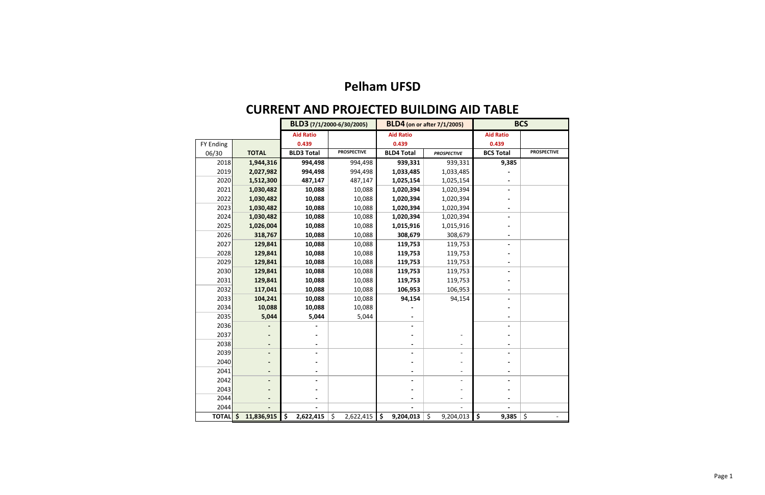# Pelham UFSD

## CURRENT AND PROJECTED BUILDING AID TABLE

| FY Ending 06/30 | TOTAL | BLD3 (7/1/2000-6/30/2005) Aid Ratio 0.439 BLD3 Total | PROSPECTIVE | BLD4 (on or after 7/1/2005) Aid Ratio 0.439 BLD4 Total | PROSPECTIVE | BCS Aid Ratio 0.439 BCS Total | PROSPECTIVE |
|---|---|---|---|---|---|---|---|
| 2018 | **1,944,316** | **994,498** | 994,498 | **939,331** | 939,331 | **9,385** | |
| 2019 | **2,027,982** | **994,498** | 994,498 | **1,033,485** | 1,033,485 | - | |
| 2020 | **1,512,300** | **487,147** | 487,147 | **1,025,154** | 1,025,154 | - | |
| 2021 | **1,030,482** | **10,088** | 10,088 | **1,020,394** | 1,020,394 | - | |
| 2022 | **1,030,482** | **10,088** | 10,088 | **1,020,394** | 1,020,394 | - | |
| 2023 | **1,030,482** | **10,088** | 10,088 | **1,020,394** | 1,020,394 | - | |
| 2024 | **1,030,482** | **10,088** | 10,088 | **1,020,394** | 1,020,394 | - | |
| 2025 | **1,026,004** | **10,088** | 10,088 | **1,015,916** | 1,015,916 | - | |
| 2026 | **318,767** | **10,088** | 10,088 | **308,679** | 308,679 | - | |
| 2027 | **129,841** | **10,088** | 10,088 | **119,753** | 119,753 | - | |
| 2028 | **129,841** | **10,088** | 10,088 | **119,753** | 119,753 | - | |
| 2029 | **129,841** | **10,088** | 10,088 | **119,753** | 119,753 | - | |
| 2030 | **129,841** | **10,088** | 10,088 | **119,753** | 119,753 | - | |
| 2031 | **129,841** | **10,088** | 10,088 | **119,753** | 119,753 | - | |
| 2032 | **117,041** | **10,088** | 10,088 | **106,953** | 106,953 | - | |
| 2033 | **104,241** | **10,088** | 10,088 | **94,154** | 94,154 | - | |
| 2034 | **10,088** | **10,088** | 10,088 | - | | - | |
| 2035 | **5,044** | **5,044** | 5,044 | - | | - | |
| 2036 | - | - | | - | | - | |
| 2037 | - | - | | - | - | - | |
| 2038 | - | - | | - | - | - | |
| 2039 | - | - | | - | - | - | |
| 2040 | - | - | | - | - | - | |
| 2041 | - | - | | - | - | - | |
| 2042 | - | - | | - | - | - | |
| 2043 | - | - | | - | - | - | |
| 2044 | - | - | | - | - | - | |
| 2044 | - | - | | - | - | - | |
| **TOTAL** | **$ 11,836,915** | **$ 2,622,415** | $ 2,622,415 | **$ 9,204,013** | $ 9,204,013 | **$ 9,385** | $ - |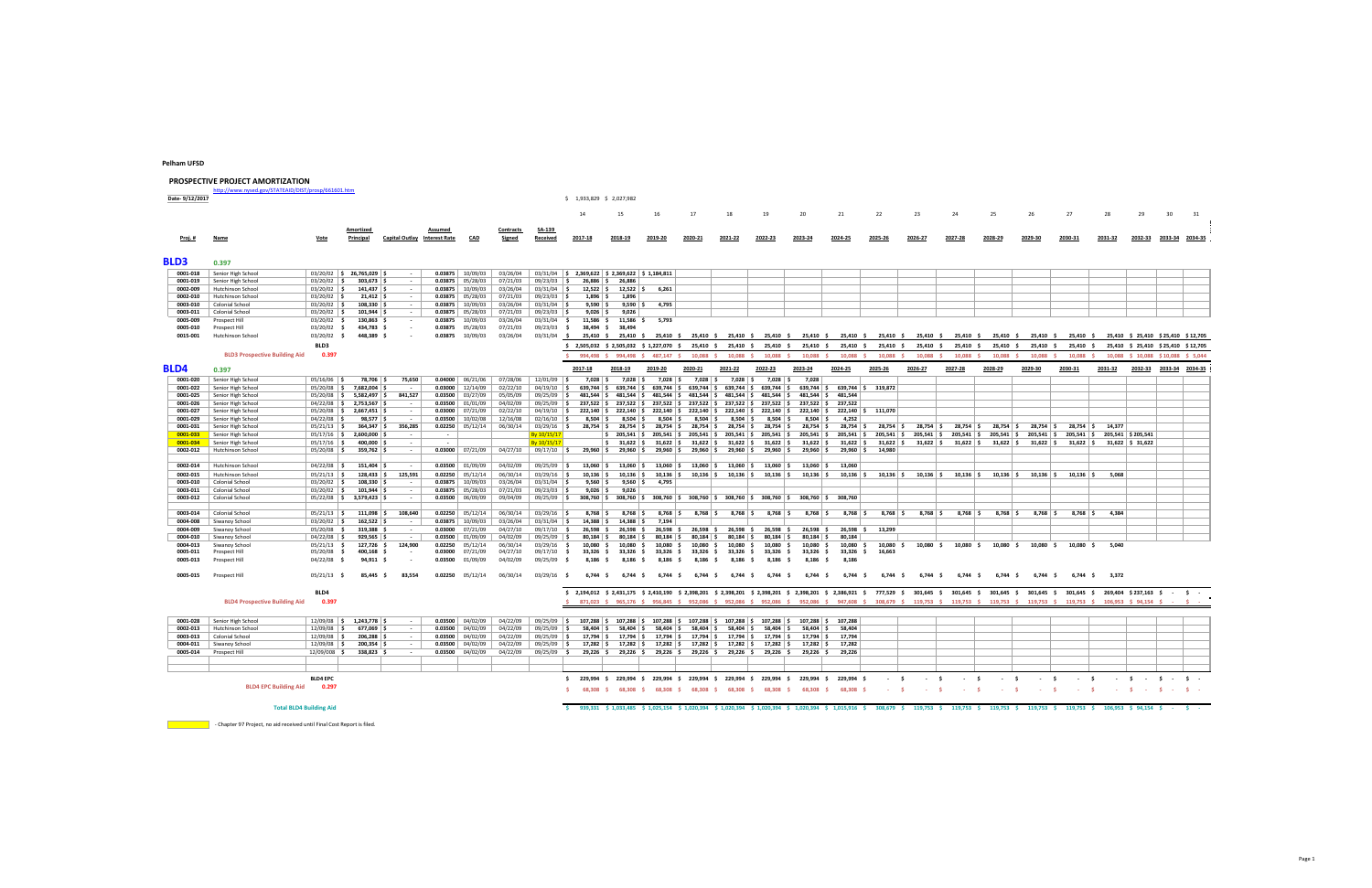**Pelham UFSD**

## PROSPECTIVE PROJECT AMORTIZATION

http://www.nysed.gov/STATEAID/DIST/prosp/661601.htm

**Date- 9/12/2017**

$ 1,933,829 $ 2,027,982

| | | | | | | | | | 14 | 15 | 16 | 17 | 18 | 19 | 20 | 21 | 22 | 23 | 24 | 25 | 26 | 27 | 28 | 29 | 30 | 31 |
|---|---|---|---|---|---|---|---|---|---|---|---|---|---|---|---|---|---|---|---|---|---|---|---|---|---|---|
| **Proj. #** | **Name** | **Vote** | **Amortized Principal** | **Capital Outlay** | **Assumed Interest Rate** | **CAD** | **Contracts Signed** | **SA-139 Received** | **2017-18** | **2018-19** | **2019-20** | **2020-21** | **2021-22** | **2022-23** | **2023-24** | **2024-25** | **2025-26** | **2026-27** | **2027-28** | **2028-29** | **2029-30** | **2030-31** | **2031-32** | **2032-33** | **2033-34** | **2034-35** |
| **BLD3** | **0.397** | | | | | | | | | | | | | | | | | | | | | | | | | |
| 0001-018 | Senior High School | 03/20/02 | $ 26,765,029 | $ - | 0.03875 | 10/09/03 | 03/26/04 | 03/31/04 | $ 2,369,622 | $ 2,369,622 | $ 1,184,811 | | | | | | | | | | | | | | | |
| 0001-019 | Senior High School | 03/20/02 | $ 303,673 | $ - | 0.03875 | 05/28/03 | 07/21/03 | 09/23/03 | $ 26,886 | $ 26,886 | | | | | | | | | | | | | | | | |
| 0002-009 | Hutchinson School | 03/20/02 | $ 141,437 | $ - | 0.03875 | 10/09/03 | 03/26/04 | 03/31/04 | $ 12,522 | $ 12,522 | $ 6,261 | | | | | | | | | | | | | | | |
| 0002-010 | Hutchinson School | 03/20/02 | $ 21,412 | $ - | 0.03875 | 05/28/03 | 07/21/03 | 09/23/03 | $ 1,896 | $ 1,896 | | | | | | | | | | | | | | | | |
| 0003-010 | Colonial School | 03/20/02 | $ 108,330 | $ - | 0.03875 | 10/09/03 | 03/26/04 | 03/31/04 | $ 9,590 | $ 9,590 | $ 4,795 | | | | | | | | | | | | | | | |
| 0003-011 | Colonial School | 03/20/02 | $ 101,944 | $ - | 0.03875 | 05/28/03 | 07/21/03 | 09/23/03 | $ 9,026 | $ 9,026 | | | | | | | | | | | | | | | | |
| 0005-009 | Prospect Hill | 03/20/02 | $ 130,863 | $ - | 0.03875 | 10/09/03 | 03/26/04 | 03/31/04 | $ 11,586 | $ 11,586 | $ 5,793 | | | | | | | | | | | | | | | |
| 0005-010 | Prospect Hill | 03/20/02 | $ 434,783 | $ - | 0.03875 | 05/28/03 | 07/21/03 | 09/23/03 | $ 38,494 | $ 38,494 | | | | | | | | | | | | | | | | |
| 0015-001 | Hutchinson School | 03/20/02 | $ 448,389 | $ - | 0.03875 | 10/09/03 | 03/26/04 | 03/31/04 | $ 25,410 | $ 25,410 | $ 25,410 | $ 25,410 | $ 25,410 | $ 25,410 | $ 25,410 | $ 25,410 | $ 25,410 | $ 25,410 | $ 25,410 | $ 25,410 | $ 25,410 | $ 25,410 | $ 25,410 | $ 25,410 | $ 25,410 | $ 12,705 |
| | | BLD3 | | | | | | | $ 2,505,032 | $ 2,505,032 | $ 1,227,070 | $ 25,410 | $ 25,410 | $ 25,410 | $ 25,410 | $ 25,410 | $ 25,410 | $ 25,410 | $ 25,410 | $ 25,410 | $ 25,410 | $ 25,410 | $ 25,410 | $ 25,410 | $ 25,410 | $ 12,705 |
| | **BLD3 Prospective Building Aid** | **0.397** | | | | | | | $ 994,498 | $ 994,498 | $ 487,147 | $ 10,088 | $ 10,088 | $ 10,088 | $ 10,088 | $ 10,088 | $ 10,088 | $ 10,088 | $ 10,088 | $ 10,088 | $ 10,088 | $ 10,088 | $ 10,088 | $ 10,088 | $ 10,088 | $ 5,044 |
| **BLD4** | **0.397** | | | | | | | | **2017-18** | **2018-19** | **2019-20** | **2020-21** | **2021-22** | **2022-23** | **2023-24** | **2024-25** | **2025-26** | **2026-27** | **2027-28** | **2028-29** | **2029-30** | **2030-31** | **2031-32** | **2032-33** | **2033-34** | **2034-35** |
| 0001-020 | Senior High School | 05/16/06 | $ 78,706 | $ 75,650 | 0.04000 | 06/21/06 | 07/28/06 | 12/01/09 | $ 7,028 | $ 7,028 | $ 7,028 | $ 7,028 | $ 7,028 | $ 7,028 | $ 7,028 | | | | | | | | | | | |
| 0001-022 | Senior High School | 05/20/08 | $ 7,682,004 | $ - | 0.03000 | 12/14/09 | 02/22/10 | 04/19/10 | $ 639,744 | $ 639,744 | $ 639,744 | $ 639,744 | $ 639,744 | $ 639,744 | $ 639,744 | $ 639,744 | $ 319,872 | | | | | | | | | |
| 0001-025 | Senior High School | 05/20/08 | $ 5,582,497 | $ 841,527 | 0.03500 | 03/27/09 | 05/05/09 | 09/25/09 | $ 481,544 | $ 481,544 | $ 481,544 | $ 481,544 | $ 481,544 | $ 481,544 | $ 481,544 | $ 481,544 | | | | | | | | | | |
| 0001-026 | Senior High School | 04/22/08 | $ 2,753,567 | $ - | 0.03500 | 01/01/09 | 04/02/09 | 09/25/09 | $ 237,522 | $ 237,522 | $ 237,522 | $ 237,522 | $ 237,522 | $ 237,522 | $ 237,522 | | | | | | | | | | | |
| 0001-027 | Senior High School | 05/20/08 | $ 2,667,451 | $ - | 0.03000 | 07/21/09 | 02/22/10 | 04/19/10 | $ 222,140 | $ 222,140 | $ 222,140 | $ 222,140 | $ 222,140 | $ 222,140 | $ 222,140 | $ 222,140 | $ 111,070 | | | | | | | | | |
| 0001-029 | Senior High School | 04/22/08 | $ 98,577 | $ - | 0.03500 | 10/02/08 | 12/16/08 | 02/16/10 | $ 8,504 | $ 8,504 | $ 8,504 | $ 8,504 | $ 8,504 | $ 8,504 | $ 8,504 | $ 4,252 | | | | | | | | | | |
| 0001-031 | Senior High School | 05/21/13 | $ 364,347 | $ 356,285 | 0.02250 | 05/12/14 | 06/30/14 | 03/29/16 | $ 28,754 | $ 28,754 | $ 28,754 | $ 28,754 | $ 28,754 | $ 28,754 | $ 28,754 | $ 28,754 | $ 28,754 | $ 28,754 | $ 28,754 | $ 28,754 | $ 28,754 | $ 28,754 | $ 14,377 | | | |
| 0001-033 | Senior High School | 05/17/16 | $ 2,600,000 | $ - | - | | | By 10/15/17 | | $ 205,541 | $ 205,541 | $ 205,541 | $ 205,541 | $ 205,541 | $ 205,541 | $ 205,541 | $ 205,541 | $ 205,541 | $ 205,541 | $ 205,541 | $ 205,541 | $ 205,541 | $ 205,541 | $ 205,541 | | |
| 0001-034 | Senior High School | 05/17/16 | $ 400,000 | $ - | - | | | By 10/15/17 | | $ 31,622 | $ 31,622 | $ 31,622 | $ 31,622 | $ 31,622 | $ 31,622 | $ 31,622 | $ 31,622 | $ 31,622 | $ 31,622 | $ 31,622 | $ 31,622 | $ 31,622 | $ 31,622 | $ 31,622 | | |
| 0002-012 | Hutchinson School | 05/20/08 | $ 359,762 | $ - | 0.03000 | 07/21/09 | 04/27/10 | 09/17/10 | $ 29,960 | $ 29,960 | $ 29,960 | $ 29,960 | $ 29,960 | $ 29,960 | $ 29,960 | $ 29,960 | $ 14,980 | | | | | | | | | |
| | | | | | | | | | | | | | | | | | | | | | | | | | | |
| 0002-014 | Hutchinson School | 04/22/08 | $ 151,404 | $ - | 0.03500 | 01/09/09 | 04/02/09 | 09/25/09 | $ 13,060 | $ 13,060 | $ 13,060 | $ 13,060 | $ 13,060 | $ 13,060 | $ 13,060 | | | | | | | | | | | |
| 0002-015 | Hutchinson School | 05/21/13 | $ 128,433 | $ 125,591 | 0.02250 | 05/12/14 | 06/30/14 | 03/29/16 | $ 10,136 | $ 10,136 | $ 10,136 | $ 10,136 | $ 10,136 | $ 10,136 | $ 10,136 | $ 10,136 | $ 10,136 | $ 10,136 | $ 10,136 | $ 10,136 | $ 10,136 | $ 10,136 | $ 5,068 | | | |
| 0003-010 | Colonial School | 03/20/02 | $ 108,330 | $ - | 0.03875 | 10/09/03 | 03/26/04 | 03/31/04 | $ 9,560 | $ 9,560 | $ 4,795 | | | | | | | | | | | | | | | |
| 0003-011 | Colonial School | 03/20/02 | $ 101,944 | $ - | 0.03875 | 05/28/03 | 07/21/03 | 09/23/03 | $ 9,026 | $ 9,026 | | | | | | | | | | | | | | | | |
| 0003-012 | Colonial School | 05/22/08 | $ 3,579,423 | $ - | 0.03500 | 06/09/09 | 09/04/09 | 09/25/09 | $ 308,760 | $ 308,760 | $ 308,760 | $ 308,760 | $ 308,760 | $ 308,760 | $ 308,760 | | | | | | | | | | | |
| | | | | | | | | | | | | | | | | | | | | | | | | | | |
| 0003-014 | Colonial School | 05/21/13 | $ 111,098 | $ 108,640 | 0.02250 | 05/12/14 | 06/30/14 | 03/29/16 | $ 8,768 | $ 8,768 | $ 8,768 | $ 8,768 | $ 8,768 | $ 8,768 | $ 8,768 | $ 8,768 | $ 8,768 | $ 8,768 | $ 8,768 | $ 8,768 | $ 8,768 | $ 8,768 | $ 4,384 | | | |
| 0004-008 | Siwanoy School | 03/20/02 | $ 162,522 | $ - | 0.03875 | 10/09/03 | 03/26/04 | 03/31/04 | $ 14,388 | $ 14,388 | $ 7,194 | | | | | | | | | | | | | | | |
| 0004-009 | Siwanoy School | 05/20/08 | $ 319,388 | $ - | 0.03000 | 07/21/09 | 04/27/10 | 09/17/10 | $ 26,598 | $ 26,598 | $ 26,598 | $ 26,598 | $ 26,598 | $ 26,598 | $ 26,598 | $ 26,598 | $ 13,299 | | | | | | | | | |
| 0004-010 | Siwanoy School | 04/22/08 | $ 929,565 | $ - | 0.03500 | 01/09/09 | 04/02/09 | 09/25/09 | $ 80,184 | $ 80,184 | $ 80,184 | $ 80,184 | $ 80,184 | $ 80,184 | $ 80,184 | | | | | | | | | | | |
| 0004-013 | Siwanoy School | 05/21/13 | $ 127,726 | $ 124,900 | 0.02250 | 05/12/14 | 06/30/14 | 03/29/16 | $ 10,080 | $ 10,080 | $ 10,080 | $ 10,080 | $ 10,080 | $ 10,080 | $ 10,080 | $ 10,080 | $ 10,080 | $ 10,080 | $ 10,080 | $ 10,080 | $ 10,080 | $ 10,080 | $ 5,040 | | | |
| 0005-011 | Prospect Hill | 05/20/08 | $ 400,168 | $ - | 0.03000 | 07/21/09 | 04/27/10 | 09/17/10 | $ 33,326 | $ 33,326 | $ 33,326 | $ 33,326 | $ 33,326 | $ 33,326 | $ 33,326 | $ 33,326 | $ 16,663 | | | | | | | | | |
| 0005-013 | Prospect Hill | 04/22/08 | $ 94,911 | $ - | 0.03500 | 01/09/09 | 04/02/09 | 09/25/09 | $ 8,186 | $ 8,186 | $ 8,186 | $ 8,186 | $ 8,186 | $ 8,186 | $ 8,186 | | | | | | | | | | | |
| | | | | | | | | | | | | | | | | | | | | | | | | | | |
| 0005-015 | Prospect Hill | 05/21/13 | $ 85,445 | $ 83,554 | 0.02250 | 05/12/14 | 06/30/14 | 03/29/16 | $ 6,744 | $ 6,744 | $ 6,744 | $ 6,744 | $ 6,744 | $ 6,744 | $ 6,744 | $ 6,744 | $ 6,744 | $ 6,744 | $ 6,744 | $ 6,744 | $ 6,744 | $ 6,744 | $ 3,372 | | | |
| | | BLD4 | | | | | | | $ 2,194,012 | $ 2,431,175 | $ 2,410,190 | $ 2,398,201 | $ 2,398,201 | $ 2,398,201 | $ 2,398,201 | $ 2,386,921 | $ 777,529 | $ 301,645 | $ 301,645 | $ 301,645 | $ 301,645 | $ 301,645 | $ 269,404 | $ 237,163 | $ - | $ - |
| | **BLD4 Prospective Building Aid** | **0.397** | | | | | | | $ 871,023 | $ 965,176 | $ 956,845 | $ 952,086 | $ 952,086 | $ 952,086 | $ 952,086 | $ 947,608 | $ 308,679 | $ 119,753 | $ 119,753 | $ 119,753 | $ 119,753 | $ 119,753 | $ 106,953 | $ 94,154 | $ - | $ - |
| | | | | | | | | | | | | | | | | | | | | | | | | | | |
| 0001-028 | Senior High School | 12/09/08 | $ 1,243,778 | $ - | 0.03500 | 04/02/09 | 04/22/09 | 09/25/09 | $ 107,288 | $ 107,288 | $ 107,288 | $ 107,288 | $ 107,288 | $ 107,288 | $ 107,288 | $ 107,288 | | | | | | | | | | |
| 0002-013 | Hutchinson School | 12/09/08 | $ 677,069 | $ - | 0.03500 | 04/02/09 | 04/22/09 | 09/25/09 | $ 58,404 | $ 58,404 | $ 58,404 | $ 58,404 | $ 58,404 | $ 58,404 | $ 58,404 | $ 58,404 | | | | | | | | | | |
| 0003-013 | Colonial School | 12/09/08 | $ 206,288 | $ - | 0.03500 | 04/02/09 | 04/22/09 | 09/25/09 | $ 17,794 | $ 17,794 | $ 17,794 | $ 17,794 | $ 17,794 | $ 17,794 | $ 17,794 | $ 17,794 | | | | | | | | | | |
| 0004-011 | Siwanoy School | 12/09/08 | $ 200,354 | $ - | 0.03500 | 04/02/09 | 04/22/09 | 09/25/09 | $ 17,282 | $ 17,282 | $ 17,282 | $ 17,282 | $ 17,282 | $ 17,282 | $ 17,282 | $ 17,282 | | | | | | | | | | |
| 0005-014 | Prospect Hill | 12/09/008 | $ 338,823 | $ - | 0.03500 | 04/02/09 | 04/22/09 | 09/25/09 | $ 29,226 | $ 29,226 | $ 29,226 | $ 29,226 | $ 29,226 | $ 29,226 | $ 29,226 | $ 29,226 | | | | | | | | | | |
| | | BLD4 EPC | | | | | | | $ 229,994 | $ 229,994 | $ 229,994 | $ 229,994 | $ 229,994 | $ 229,994 | $ 229,994 | $ 229,994 | $ - | $ - | $ - | $ - | $ - | $ - | $ - | $ - | $ - | $ - |
| | **BLD4 EPC Building Aid** | **0.297** | | | | | | | $ 68,308 | $ 68,308 | $ 68,308 | $ 68,308 | $ 68,308 | $ 68,308 | $ 68,308 | $ 68,308 | $ - | $ - | $ - | $ - | $ - | $ - | $ - | $ - | $ - | $ - |
| | **Total BLD4 Building Aid** | | | | | | | | $ 939,331 | $ 1,033,485 | $ 1,025,154 | $ 1,020,394 | $ 1,020,394 | $ 1,020,394 | $ 1,020,394 | $ 1,015,916 | $ 308,679 | $ 119,753 | $ 119,753 | $ 119,753 | $ 119,753 | $ 119,753 | $ 106,953 | $ 94,154 | $ - | $ - |

- Chapter 97 Project, no aid received until Final Cost Report is filed.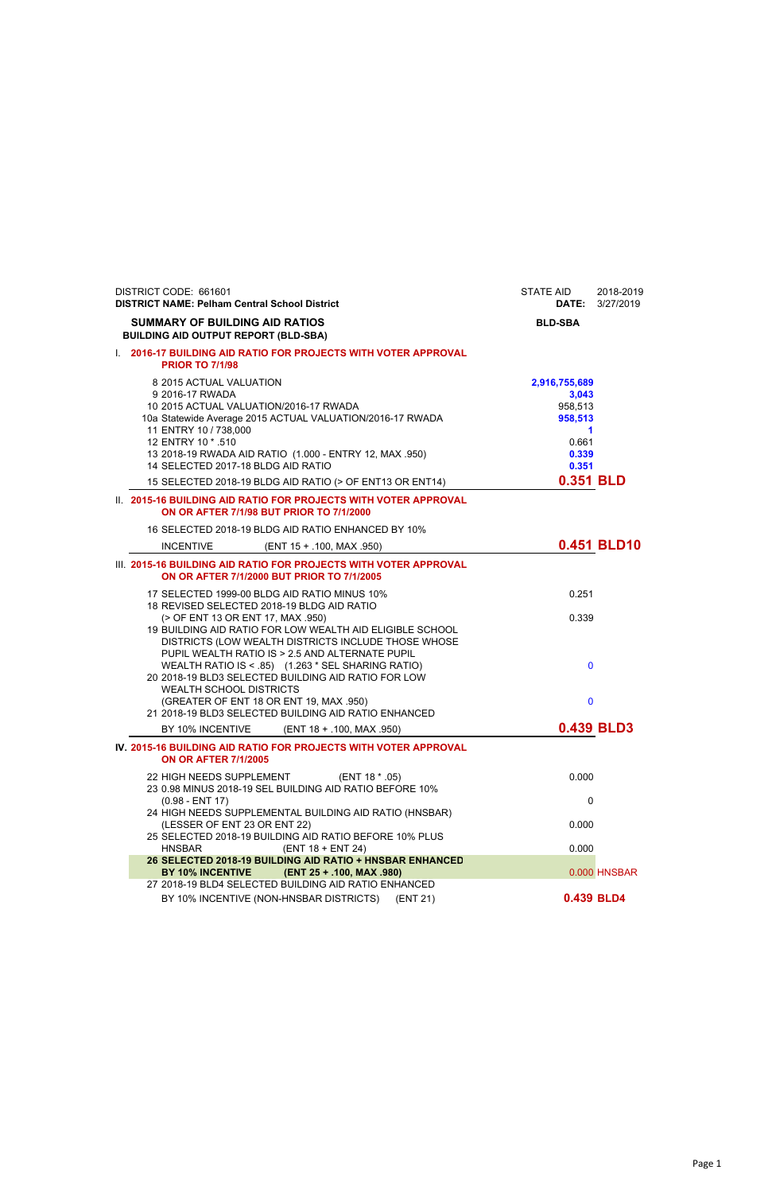DISTRICT CODE: 661601 | STATE AID 2018-2019

**DISTRICT NAME: Pelham Central School District** | **DATE:** 3/27/2019

## SUMMARY OF BUILDING AID RATIOS

**BUILDING AID OUTPUT REPORT (BLD-SBA)** | **BLD-SBA**

### I. 2016-17 BUILDING AID RATIO FOR PROJECTS WITH VOTER APPROVAL PRIOR TO 7/1/98

| Entry | Description | Value |
|---|---|---|
| 8 | 2015 ACTUAL VALUATION | 2,916,755,689 |
| 9 | 2016-17 RWADA | 3,043 |
| 10 | 2015 ACTUAL VALUATION/2016-17 RWADA | 958,513 |
| 10a | Statewide Average 2015 ACTUAL VALUATION/2016-17 RWADA | 958,513 |
| 11 | ENTRY 10 / 738,000 | 1 |
| 12 | ENTRY 10 * .510 | 0.661 |
| 13 | 2018-19 RWADA AID RATIO (1.000 - ENTRY 12, MAX .950) | 0.339 |
| 14 | SELECTED 2017-18 BLDG AID RATIO | 0.351 |
| 15 | SELECTED 2018-19 BLDG AID RATIO (> OF ENT13 OR ENT14) | **0.351 BLD** |

### II. 2015-16 BUILDING AID RATIO FOR PROJECTS WITH VOTER APPROVAL ON OR AFTER 7/1/98 BUT PRIOR TO 7/1/2000

| Entry | Description | Value |
|---|---|---|
| 16 | SELECTED 2018-19 BLDG AID RATIO ENHANCED BY 10% INCENTIVE (ENT 15 + .100, MAX .950) | **0.451 BLD10** |

### III. 2015-16 BUILDING AID RATIO FOR PROJECTS WITH VOTER APPROVAL ON OR AFTER 7/1/2000 BUT PRIOR TO 7/1/2005

| Entry | Description | Value |
|---|---|---|
| 17 | SELECTED 1999-00 BLDG AID RATIO MINUS 10% | 0.251 |
| 18 | REVISED SELECTED 2018-19 BLDG AID RATIO (> OF ENT 13 OR ENT 17, MAX .950) | 0.339 |
| 19 | BUILDING AID RATIO FOR LOW WEALTH AID ELIGIBLE SCHOOL DISTRICTS (LOW WEALTH DISTRICTS INCLUDE THOSE WHOSE PUPIL WEALTH RATIO IS > 2.5 AND ALTERNATE PUPIL WEALTH RATIO IS < .85) (1.263 * SEL SHARING RATIO) | 0 |
| 20 | 2018-19 BLD3 SELECTED BUILDING AID RATIO FOR LOW WEALTH SCHOOL DISTRICTS (GREATER OF ENT 18 OR ENT 19, MAX .950) | 0 |
| 21 | 2018-19 BLD3 SELECTED BUILDING AID RATIO ENHANCED BY 10% INCENTIVE (ENT 18 + .100, MAX .950) | **0.439 BLD3** |

### IV. 2015-16 BUILDING AID RATIO FOR PROJECTS WITH VOTER APPROVAL ON OR AFTER 7/1/2005

| Entry | Description | Value |
|---|---|---|
| 22 | HIGH NEEDS SUPPLEMENT (ENT 18 * .05) | 0.000 |
| 23 | 0.98 MINUS 2018-19 SEL BUILDING AID RATIO BEFORE 10% (0.98 - ENT 17) | 0 |
| 24 | HIGH NEEDS SUPPLEMENTAL BUILDING AID RATIO (HNSBAR) (LESSER OF ENT 23 OR ENT 22) | 0.000 |
| 25 | SELECTED 2018-19 BUILDING AID RATIO BEFORE 10% PLUS HNSBAR (ENT 18 + ENT 24) | 0.000 |
| **26** | **SELECTED 2018-19 BUILDING AID RATIO + HNSBAR ENHANCED BY 10% INCENTIVE (ENT 25 + .100, MAX .980)** | 0.000 HNSBAR |
| 27 | 2018-19 BLD4 SELECTED BUILDING AID RATIO ENHANCED BY 10% INCENTIVE (NON-HNSBAR DISTRICTS) (ENT 21) | **0.439 BLD4** |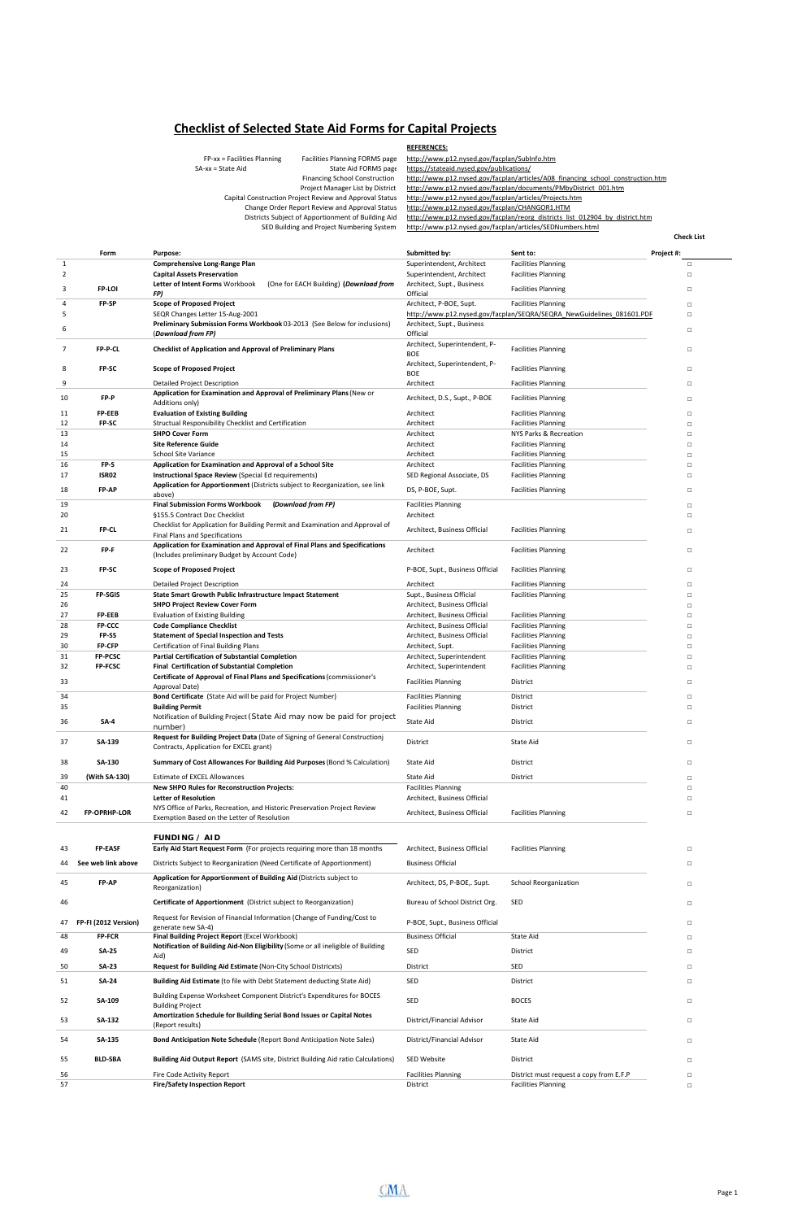# Checklist of Selected State Aid Forms for Capital Projects

**REFERENCES:**

| | | |
|---|---|---|
| FP-xx = Facilities Planning | Facilities Planning FORMS page | http://www.p12.nysed.gov/facplan/SubInfo.htm |
| SA-xx = State Aid | State Aid FORMS page | https://stateaid.nysed.gov/publications/ |
| | Financing School Construction | http://www.p12.nysed.gov/facplan/articles/A08_financing_school_construction.htm |
| | Project Manager List by District | http://www.p12.nysed.gov/facplan/documents/PMbyDistrict_001.htm |
| | Capital Construction Project Review and Approval Status | http://www.p12.nysed.gov/facplan/articles/Projects.htm |
| | Change Order Report Review and Approval Status | http://www.p12.nysed.gov/facplan/CHANGOR1.HTM |
| | Districts Subject of Apportionment of Building Aid | http://www.p12.nysed.gov/facplan/reorg_districts_list_012904_by_district.htm |
| | SED Building and Project Numbering System | http://www.p12.nysed.gov/facplan/articles/SEDNumbers.html |

**Check List**

| | Form | Purpose: | Submitted by: | Sent to: | Project #: |
|---|---|---|---|---|---|
| 1 | | **Comprehensive Long-Range Plan** | Superintendent, Architect | Facilities Planning | □ |
| 2 | | **Capital Assets Preservation** | Superintendent, Architect | Facilities Planning | □ |
| 3 | **FP-LOI** | **Letter of Intent Forms** Workbook (One for EACH Building) ***(Download from FP)*** | Architect, Supt., Business Official | Facilities Planning | □ |
| 4 | **FP-SP** | **Scope of Proposed Project** | Architect, P-BOE, Supt. | Facilities Planning | □ |
| 5 | | SEQR Changes Letter 15-Aug-2001 | http://www.p12.nysed.gov/facplan/SEQRA/SEQRA_NewGuidelines_081601.PDF | | □ |
| 6 | | **Preliminary Submission Forms Workbook** 03-2013 (See Below for inclusions) ***(Download from FP)*** | Architect, Supt., Business Official | | □ |
| 7 | **FP-P-CL** | **Checklist of Application and Approval of Preliminary Plans** | Architect, Superintendent, P-BOE | Facilities Planning | □ |
| 8 | **FP-SC** | **Scope of Proposed Project** | Architect, Superintendent, P-BOE | Facilities Planning | □ |
| 9 | | Detailed Project Description | Architect | Facilities Planning | □ |
| 10 | **FP-P** | **Application for Examination and Approval of Preliminary Plans** (New or Additions only) | Architect, D.S., Supt., P-BOE | Facilities Planning | □ |
| 11 | **FP-EEB** | **Evaluation of Existing Building** | Architect | Facilities Planning | □ |
| 12 | **FP-SC** | Structual Responsibility Checklist and Certification | Architect | Facilities Planning | □ |
| 13 | | **SHPO Cover Form** | Architect | NYS Parks & Recreation | □ |
| 14 | | **Site Reference Guide** | Architect | Facilities Planning | □ |
| 15 | | School Site Variance | Architect | Facilities Planning | □ |
| 16 | **FP-S** | **Application for Examination and Approval of a School Site** | Architect | Facilities Planning | □ |
| 17 | **ISR02** | **Instructional Space Review** (Special Ed requirements) | SED Regional Associate, DS | Facilities Planning | □ |
| 18 | **FP-AP** | **Application for Apportionment** (Districts subject to Reorganization, see link above) | DS, P-BOE, Supt. | Facilities Planning | □ |
| 19 | | **Final Submission Forms Workbook** ***(Download from FP)*** | Facilities Planning | | □ |
| 20 | | §155.5 Contract Doc Checklist | Architect | | □ |
| 21 | **FP-CL** | Checklist for Application for Building Permit and Examination and Approval of Final Plans and Specifications | Architect, Business Official | Facilities Planning | □ |
| 22 | **FP-F** | **Application for Examination and Approval of Final Plans and Specifications** (Includes preliminary Budget by Account Code) | Architect | Facilities Planning | □ |
| 23 | **FP-SC** | **Scope of Proposed Project** | P-BOE, Supt., Business Official | Facilities Planning | □ |
| 24 | | Detailed Project Description | Architect | Facilities Planning | □ |
| 25 | **FP-SGIS** | **State Smart Growth Public Infrastructure Impact Statement** | Supt., Business Official | Facilities Planning | □ |
| 26 | | **SHPO Project Review Cover Form** | Architect, Business Official | | □ |
| 27 | **FP-EEB** | Evaluation of Existing Building | Architect, Business Official | Facilities Planning | □ |
| 28 | **FP-CCC** | **Code Compliance Checklist** | Architect, Business Official | Facilities Planning | □ |
| 29 | **FP-SS** | **Statement of Special Inspection and Tests** | Architect, Business Official | Facilities Planning | □ |
| 30 | **FP-CFP** | Certification of Final Building Plans | Architect, Supt. | Facilities Planning | □ |
| 31 | **FP-PCSC** | **Partial Certification of Substantial Completion** | Architect, Superintendent | Facilities Planning | □ |
| 32 | **FP-FCSC** | **Final Certification of Substantial Completion** | Architect, Superintendent | Facilities Planning | □ |
| 33 | | **Certificate of Approval of Final Plans and Specifications** (commissioner's Approval Date) | Facilities Planning | District | □ |
| 34 | | **Bond Certificate** (State Aid will be paid for Project Number) | Facilities Planning | District | □ |
| 35 | | **Building Permit** | Facilities Planning | District | □ |
| 36 | **SA-4** | Notification of Building Project (State Aid may now be paid for project number) | State Aid | District | □ |
| 37 | **SA-139** | **Request for Building Project Data** (Date of Signing of General Constructionj Contracts, Application for EXCEL grant) | District | State Aid | □ |
| 38 | **SA-130** | **Summary of Cost Allowances For Building Aid Purposes** (Bond % Calculation) | State Aid | District | □ |
| 39 | **(With SA-130)** | Estimate of EXCEL Allowances | State Aid | District | □ |
| 40 | | **New SHPO Rules for Reconstruction Projects:** | Facilities Planning | | □ |
| 41 | | **Letter of Resolution** | Architect, Business Official | | □ |
| 42 | **FP-OPRHP-LOR** | NYS Office of Parks, Recreation, and Historic Preservation Project Review Exemption Based on the Letter of Resolution | Architect, Business Official | Facilities Planning | □ |
| | | **FUNDING / AID** | | | |
| 43 | **FP-EASF** | **Early Aid Start Request Form** (For projects requiring more than 18 months | Architect, Business Official | Facilities Planning | □ |
| 44 | **See web link above** | Districts Subject to Reorganization (Need Certificate of Apportionment) | Business Official | | □ |
| 45 | **FP-AP** | **Application for Apportionment of Building Aid** (Districts subject to Reorganization) | Architect, DS, P-BOE,. Supt. | School Reorganization | □ |
| 46 | | **Certificate of Apportionment** (District subject to Reorganization) | Bureau of School District Org. | SED | □ |
| 47 | **FP-FI (2012 Version)** | Request for Revision of Financial Information (Change of Funding/Cost to generate new SA-4) | P-BOE, Supt., Business Official | | □ |
| 48 | **FP-FCR** | **Final Building Project Report** (Excel Workbook) | Business Official | State Aid | □ |
| 49 | **SA-25** | **Notification of Building Aid-Non Eligibility** (Some or all ineligible of Building Aid) | SED | District | □ |
| 50 | **SA-23** | **Request for Building Aid Estimate** (Non-City School Districts) | District | SED | □ |
| 51 | **SA-24** | **Building Aid Estimate** (to file with Debt Statement deducting State Aid) | SED | District | □ |
| 52 | **SA-109** | Building Expense Worksheet Component District's Expenditures for BOCES Building Project | SED | BOCES | □ |
| 53 | **SA-132** | **Amortization Schedule for Building Serial Bond Issues or Capital Notes** (Report results) | District/Financial Advisor | State Aid | □ |
| 54 | **SA-135** | **Bond Anticipation Note Schedule** (Report Bond Anticipation Note Sales) | District/Financial Advisor | State Aid | □ |
| 55 | **BLD-SBA** | **Building Aid Output Report** (SAMS site, District Building Aid ratio Calculations) | SED Website | District | □ |
| 56 | | Fire Code Activity Report | Facilities Planning | District must request a copy from E.F.P | □ |
| 57 | | **Fire/Safety Inspection Report** | District | Facilities Planning | □ |